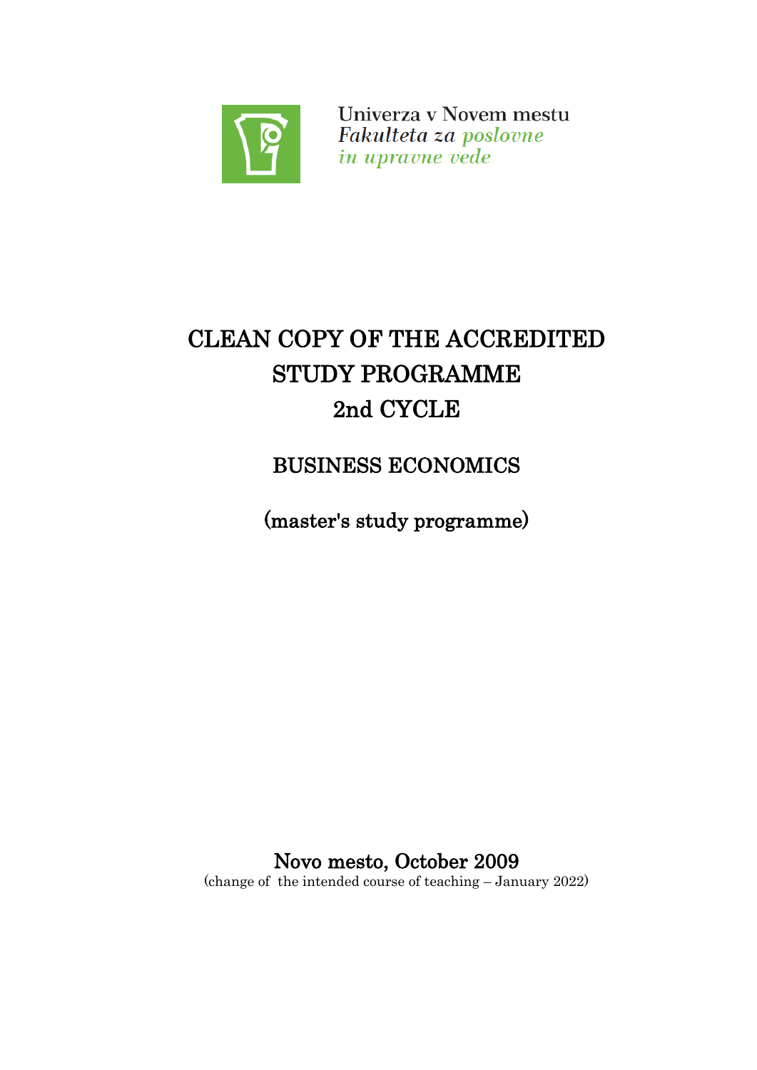Univerza v Novem mestu
*Fakulteta za poslovne*
*in upravne vede*

# CLEAN COPY OF THE ACCREDITED STUDY PROGRAMME 2nd CYCLE

## BUSINESS ECONOMICS

## (master's study programme)

Novo mesto, October 2009

(change of the intended course of teaching – January 2022)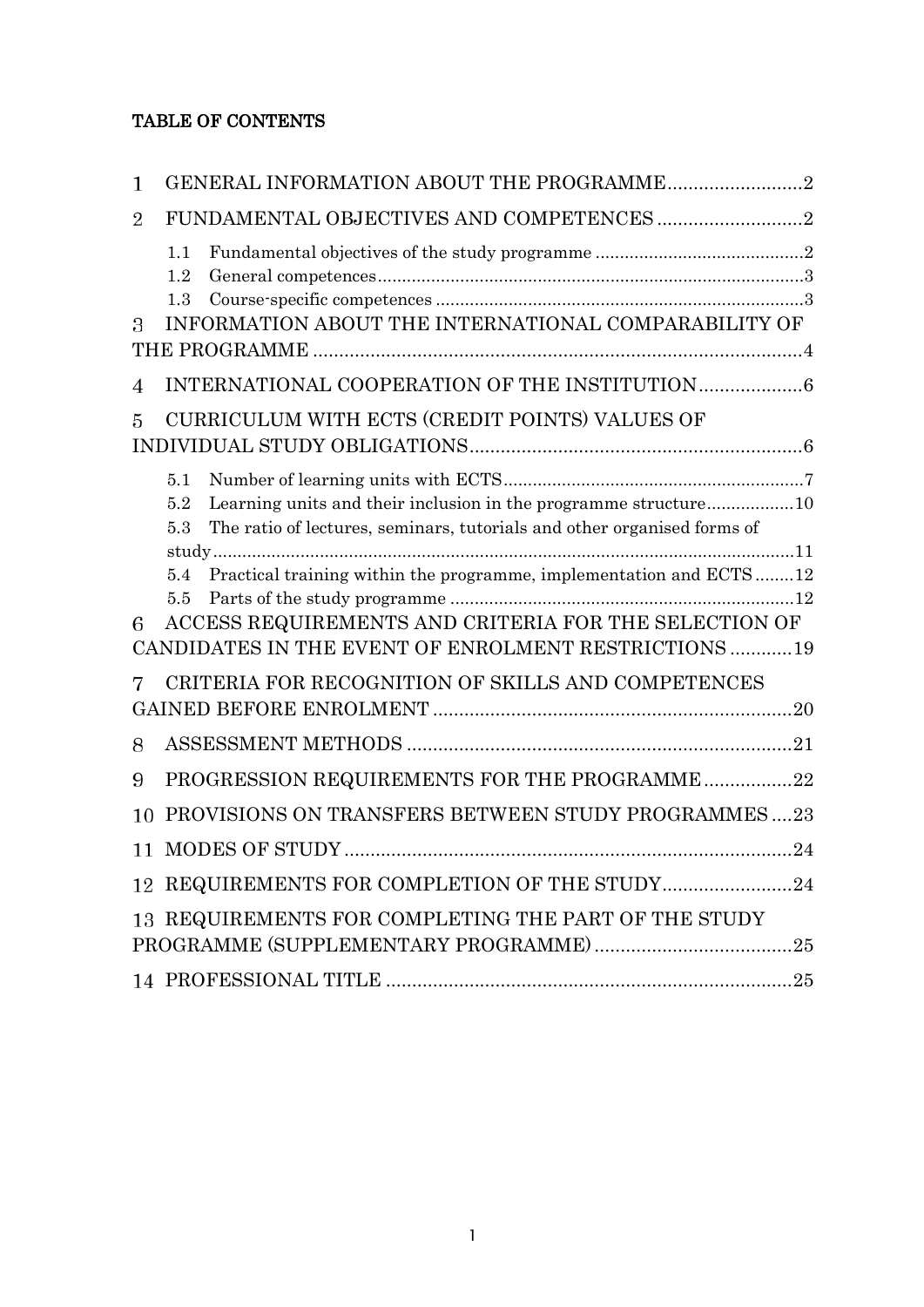# TABLE OF CONTENTS

1 GENERAL INFORMATION ABOUT THE PROGRAMME .......................... 2

2 FUNDAMENTAL OBJECTIVES AND COMPETENCES ............................ 2

- 1.1 Fundamental objectives of the study programme ........................................... 2
- 1.2 General competences ........................................................................................ 3
- 1.3 Course-specific competences ............................................................................ 3

3 INFORMATION ABOUT THE INTERNATIONAL COMPARABILITY OF THE PROGRAMME ............................................................................................... 4

4 INTERNATIONAL COOPERATION OF THE INSTITUTION .................... 6

5 CURRICULUM WITH ECTS (CREDIT POINTS) VALUES OF INDIVIDUAL STUDY OBLIGATIONS ................................................................ 6

- 5.1 Number of learning units with ECTS ............................................................... 7
- 5.2 Learning units and their inclusion in the programme structure .................. 10
- 5.3 The ratio of lectures, seminars, tutorials and other organised forms of study ........................................................................................................................ 11
- 5.4 Practical training within the programme, implementation and ECTS ........ 12
- 5.5 Parts of the study programme ....................................................................... 12

6 ACCESS REQUIREMENTS AND CRITERIA FOR THE SELECTION OF CANDIDATES IN THE EVENT OF ENROLMENT RESTRICTIONS ............ 19

7 CRITERIA FOR RECOGNITION OF SKILLS AND COMPETENCES GAINED BEFORE ENROLMENT ..................................................................... 20

8 ASSESSMENT METHODS ........................................................................... 21

9 PROGRESSION REQUIREMENTS FOR THE PROGRAMME ................. 22

10 PROVISIONS ON TRANSFERS BETWEEN STUDY PROGRAMMES .... 23

11 MODES OF STUDY ....................................................................................... 24

12 REQUIREMENTS FOR COMPLETION OF THE STUDY ......................... 24

13 REQUIREMENTS FOR COMPLETING THE PART OF THE STUDY PROGRAMME (SUPPLEMENTARY PROGRAMME) ...................................... 25

14 PROFESSIONAL TITLE ............................................................................... 25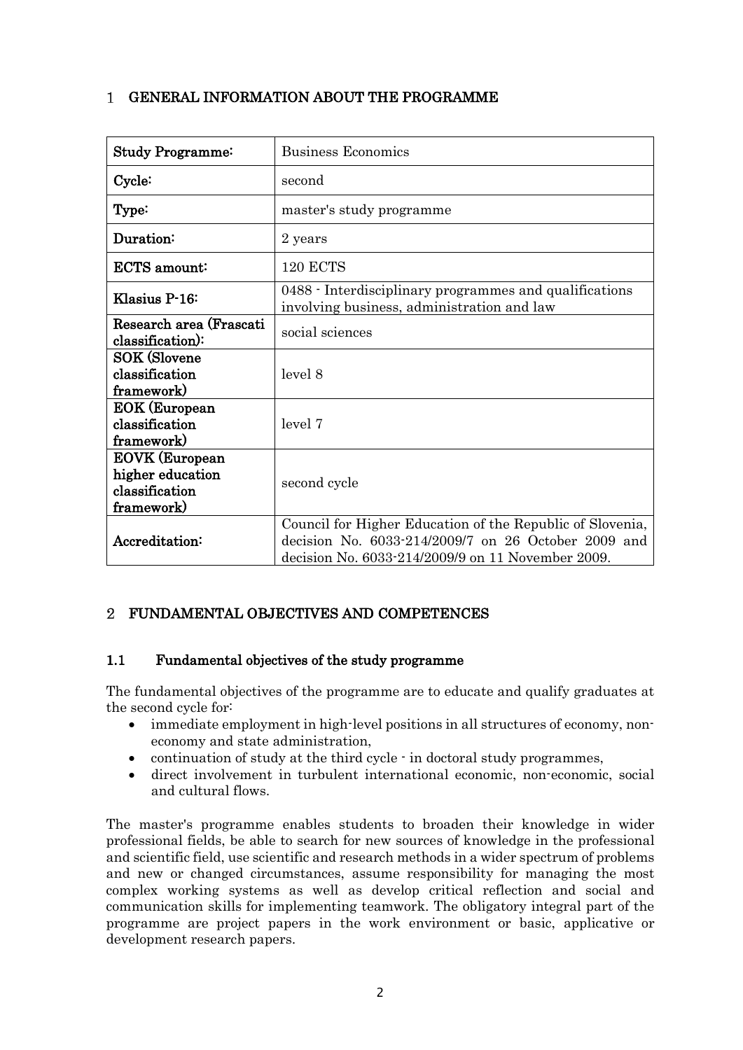# 1 GENERAL INFORMATION ABOUT THE PROGRAMME

| Study Programme: | Business Economics |
|---|---|
| Cycle: | second |
| Type: | master's study programme |
| Duration: | 2 years |
| ECTS amount: | 120 ECTS |
| Klasius P-16: | 0488 - Interdisciplinary programmes and qualifications involving business, administration and law |
| Research area (Frascati classification): | social sciences |
| SOK (Slovene classification framework) | level 8 |
| EOK (European classification framework) | level 7 |
| EOVK (European higher education classification framework) | second cycle |
| Accreditation: | Council for Higher Education of the Republic of Slovenia, decision No. 6033-214/2009/7 on 26 October 2009 and decision No. 6033-214/2009/9 on 11 November 2009. |

# 2 FUNDAMENTAL OBJECTIVES AND COMPETENCES

## 1.1 Fundamental objectives of the study programme

The fundamental objectives of the programme are to educate and qualify graduates at the second cycle for:

- immediate employment in high-level positions in all structures of economy, non-economy and state administration,
- continuation of study at the third cycle - in doctoral study programmes,
- direct involvement in turbulent international economic, non-economic, social and cultural flows.

The master's programme enables students to broaden their knowledge in wider professional fields, be able to search for new sources of knowledge in the professional and scientific field, use scientific and research methods in a wider spectrum of problems and new or changed circumstances, assume responsibility for managing the most complex working systems as well as develop critical reflection and social and communication skills for implementing teamwork. The obligatory integral part of the programme are project papers in the work environment or basic, applicative or development research papers.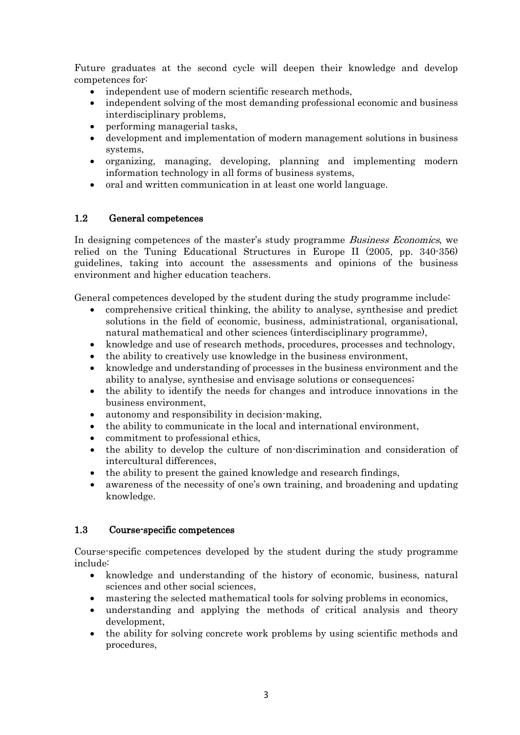Future graduates at the second cycle will deepen their knowledge and develop competences for:

- independent use of modern scientific research methods,
- independent solving of the most demanding professional economic and business interdisciplinary problems,
- performing managerial tasks,
- development and implementation of modern management solutions in business systems,
- organizing, managing, developing, planning and implementing modern information technology in all forms of business systems,
- oral and written communication in at least one world language.

### 1.2 General competences

In designing competences of the master's study programme *Business Economics*, we relied on the Tuning Educational Structures in Europe II (2005, pp. 340-356) guidelines, taking into account the assessments and opinions of the business environment and higher education teachers.

General competences developed by the student during the study programme include:

- comprehensive critical thinking, the ability to analyse, synthesise and predict solutions in the field of economic, business, administrational, organisational, natural mathematical and other sciences (interdisciplinary programme),
- knowledge and use of research methods, procedures, processes and technology,
- the ability to creatively use knowledge in the business environment,
- knowledge and understanding of processes in the business environment and the ability to analyse, synthesise and envisage solutions or consequences;
- the ability to identify the needs for changes and introduce innovations in the business environment,
- autonomy and responsibility in decision-making,
- the ability to communicate in the local and international environment,
- commitment to professional ethics,
- the ability to develop the culture of non-discrimination and consideration of intercultural differences,
- the ability to present the gained knowledge and research findings,
- awareness of the necessity of one's own training, and broadening and updating knowledge.

### 1.3 Course-specific competences

Course-specific competences developed by the student during the study programme include:

- knowledge and understanding of the history of economic, business, natural sciences and other social sciences,
- mastering the selected mathematical tools for solving problems in economics,
- understanding and applying the methods of critical analysis and theory development,
- the ability for solving concrete work problems by using scientific methods and procedures,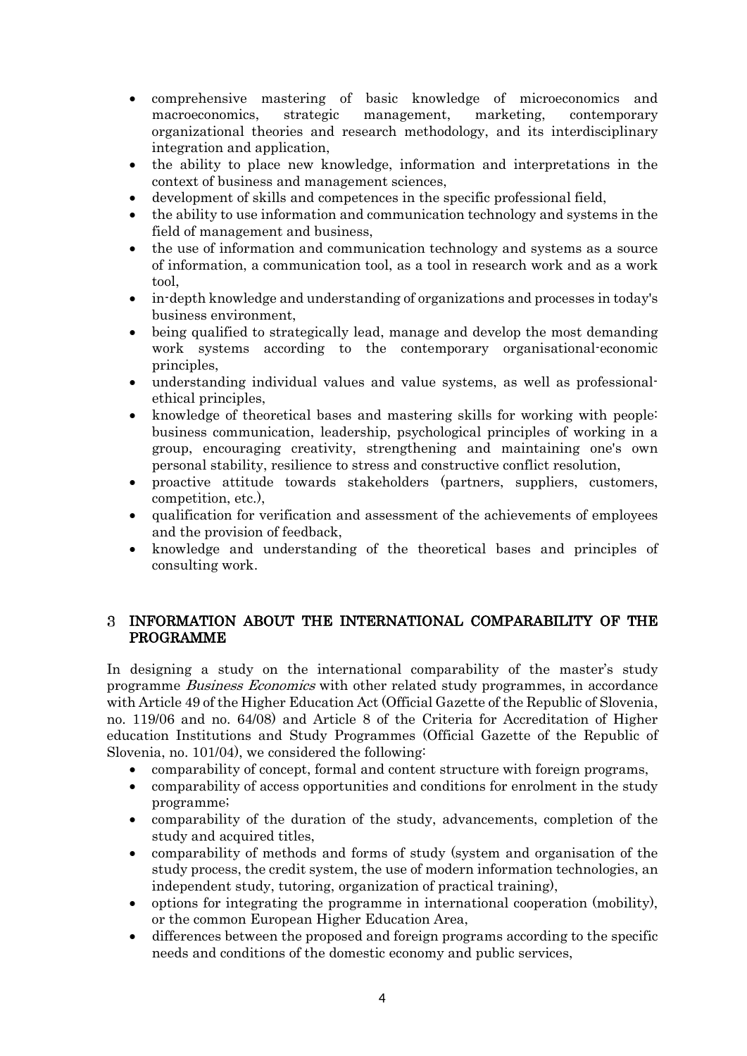- comprehensive mastering of basic knowledge of microeconomics and macroeconomics, strategic management, marketing, contemporary organizational theories and research methodology, and its interdisciplinary integration and application,
- the ability to place new knowledge, information and interpretations in the context of business and management sciences,
- development of skills and competences in the specific professional field,
- the ability to use information and communication technology and systems in the field of management and business,
- the use of information and communication technology and systems as a source of information, a communication tool, as a tool in research work and as a work tool,
- in-depth knowledge and understanding of organizations and processes in today's business environment,
- being qualified to strategically lead, manage and develop the most demanding work systems according to the contemporary organisational-economic principles,
- understanding individual values and value systems, as well as professional-ethical principles,
- knowledge of theoretical bases and mastering skills for working with people: business communication, leadership, psychological principles of working in a group, encouraging creativity, strengthening and maintaining one's own personal stability, resilience to stress and constructive conflict resolution,
- proactive attitude towards stakeholders (partners, suppliers, customers, competition, etc.),
- qualification for verification and assessment of the achievements of employees and the provision of feedback,
- knowledge and understanding of the theoretical bases and principles of consulting work.

## 3 INFORMATION ABOUT THE INTERNATIONAL COMPARABILITY OF THE PROGRAMME

In designing a study on the international comparability of the master's study programme *Business Economics* with other related study programmes, in accordance with Article 49 of the Higher Education Act (Official Gazette of the Republic of Slovenia, no. 119/06 and no. 64/08) and Article 8 of the Criteria for Accreditation of Higher education Institutions and Study Programmes (Official Gazette of the Republic of Slovenia, no. 101/04), we considered the following:

- comparability of concept, formal and content structure with foreign programs,
- comparability of access opportunities and conditions for enrolment in the study programme;
- comparability of the duration of the study, advancements, completion of the study and acquired titles,
- comparability of methods and forms of study (system and organisation of the study process, the credit system, the use of modern information technologies, an independent study, tutoring, organization of practical training),
- options for integrating the programme in international cooperation (mobility), or the common European Higher Education Area,
- differences between the proposed and foreign programs according to the specific needs and conditions of the domestic economy and public services,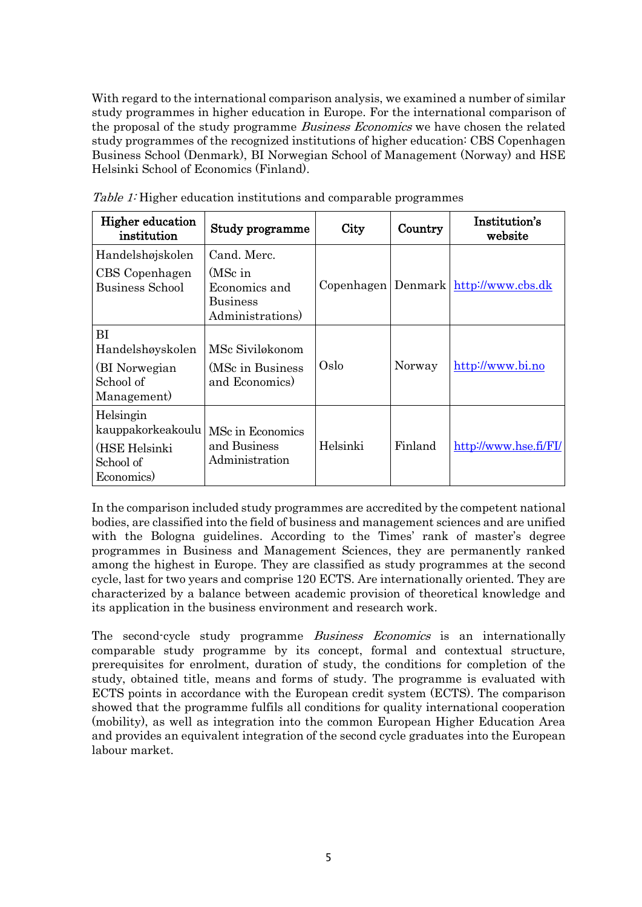With regard to the international comparison analysis, we examined a number of similar study programmes in higher education in Europe. For the international comparison of the proposal of the study programme *Business Economics* we have chosen the related study programmes of the recognized institutions of higher education: CBS Copenhagen Business School (Denmark), BI Norwegian School of Management (Norway) and HSE Helsinki School of Economics (Finland).

*Table 1:* Higher education institutions and comparable programmes

| Higher education institution | Study programme | City | Country | Institution's website |
|---|---|---|---|---|
| Handelshøjskolen<br>CBS Copenhagen Business School | Cand. Merc.<br>(MSc in Economics and Business Administrations) | Copenhagen | Denmark | http://www.cbs.dk |
| BI Handelshøyskolen<br>(BI Norwegian School of Management) | MSc Siviløkonom<br>(MSc in Business and Economics) | Oslo | Norway | http://www.bi.no |
| Helsingin kauppakorkeakoulu<br>(HSE Helsinki School of Economics) | MSc in Economics and Business Administration | Helsinki | Finland | http://www.hse.fi/FI/ |

In the comparison included study programmes are accredited by the competent national bodies, are classified into the field of business and management sciences and are unified with the Bologna guidelines. According to the Times' rank of master's degree programmes in Business and Management Sciences, they are permanently ranked among the highest in Europe. They are classified as study programmes at the second cycle, last for two years and comprise 120 ECTS. Are internationally oriented. They are characterized by a balance between academic provision of theoretical knowledge and its application in the business environment and research work.

The second-cycle study programme *Business Economics* is an internationally comparable study programme by its concept, formal and contextual structure, prerequisites for enrolment, duration of study, the conditions for completion of the study, obtained title, means and forms of study. The programme is evaluated with ECTS points in accordance with the European credit system (ECTS). The comparison showed that the programme fulfils all conditions for quality international cooperation (mobility), as well as integration into the common European Higher Education Area and provides an equivalent integration of the second cycle graduates into the European labour market.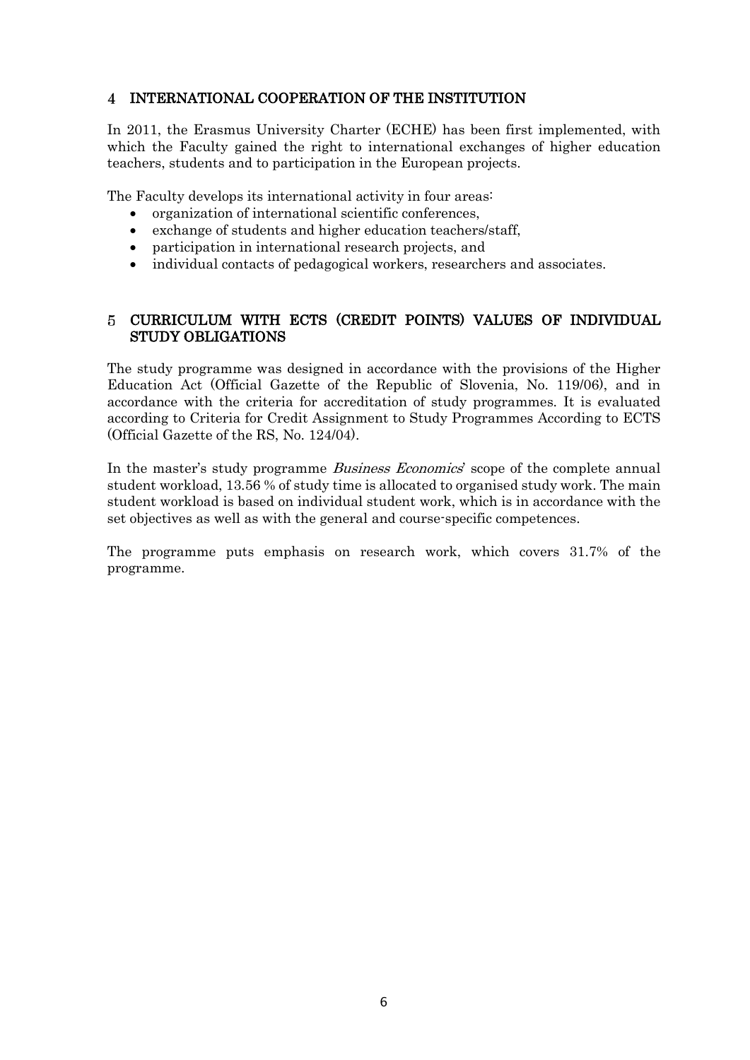## 4 INTERNATIONAL COOPERATION OF THE INSTITUTION

In 2011, the Erasmus University Charter (ECHE) has been first implemented, with which the Faculty gained the right to international exchanges of higher education teachers, students and to participation in the European projects.

The Faculty develops its international activity in four areas:

- organization of international scientific conferences,
- exchange of students and higher education teachers/staff,
- participation in international research projects, and
- individual contacts of pedagogical workers, researchers and associates.

## 5 CURRICULUM WITH ECTS (CREDIT POINTS) VALUES OF INDIVIDUAL STUDY OBLIGATIONS

The study programme was designed in accordance with the provisions of the Higher Education Act (Official Gazette of the Republic of Slovenia, No. 119/06), and in accordance with the criteria for accreditation of study programmes. It is evaluated according to Criteria for Credit Assignment to Study Programmes According to ECTS (Official Gazette of the RS, No. 124/04).

In the master's study programme *Business Economics*' scope of the complete annual student workload, 13.56 % of study time is allocated to organised study work. The main student workload is based on individual student work, which is in accordance with the set objectives as well as with the general and course-specific competences.

The programme puts emphasis on research work, which covers 31.7% of the programme.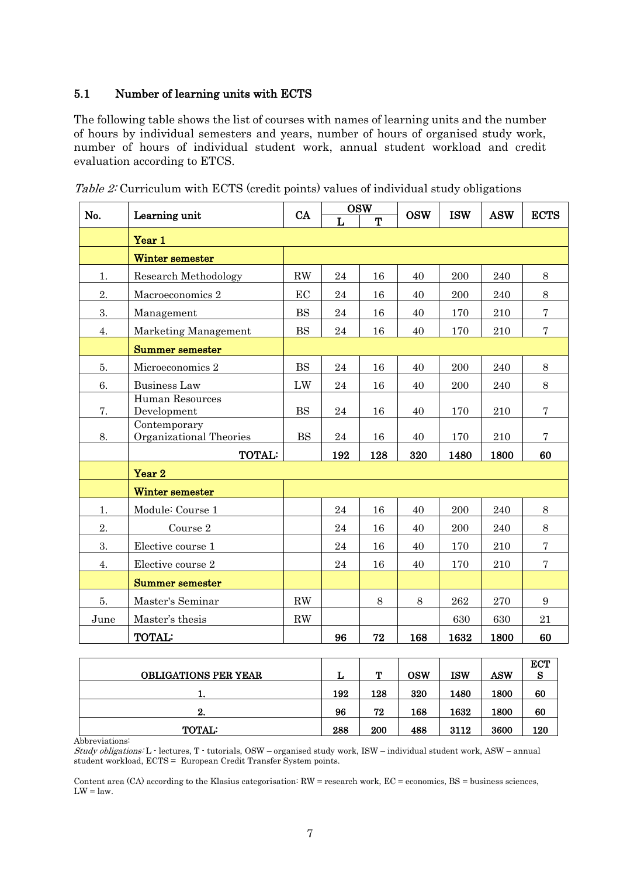### 5.1 Number of learning units with ECTS

The following table shows the list of courses with names of learning units and the number of hours by individual semesters and years, number of hours of organised study work, number of hours of individual student work, annual student workload and credit evaluation according to ETCS.

*Table 2:* Curriculum with ECTS (credit points) values of individual study obligations

| No. | Learning unit | CA | OSW | | OSW | ISW | ASW | ECTS |
|---|---|---|---|---|---|---|---|---|
| | | | L | T | | | | |
| | **Year 1** | | | | | | | |
| | **Winter semester** | | | | | | | |
| 1. | Research Methodology | RW | 24 | 16 | 40 | 200 | 240 | 8 |
| 2. | Macroeconomics 2 | EC | 24 | 16 | 40 | 200 | 240 | 8 |
| 3. | Management | BS | 24 | 16 | 40 | 170 | 210 | 7 |
| 4. | Marketing Management | BS | 24 | 16 | 40 | 170 | 210 | 7 |
| | **Summer semester** | | | | | | | |
| 5. | Microeconomics 2 | BS | 24 | 16 | 40 | 200 | 240 | 8 |
| 6. | Business Law | LW | 24 | 16 | 40 | 200 | 240 | 8 |
| 7. | Human Resources Development | BS | 24 | 16 | 40 | 170 | 210 | 7 |
| 8. | Contemporary Organizational Theories | BS | 24 | 16 | 40 | 170 | 210 | 7 |
| | **TOTAL:** | | **192** | **128** | **320** | **1480** | **1800** | **60** |
| | **Year 2** | | | | | | | |
| | **Winter semester** | | | | | | | |
| 1. | Module: Course 1 | | 24 | 16 | 40 | 200 | 240 | 8 |
| 2. | Course 2 | | 24 | 16 | 40 | 200 | 240 | 8 |
| 3. | Elective course 1 | | 24 | 16 | 40 | 170 | 210 | 7 |
| 4. | Elective course 2 | | 24 | 16 | 40 | 170 | 210 | 7 |
| | **Summer semester** | | | | | | | |
| 5. | Master's Seminar | RW | | 8 | 8 | 262 | 270 | 9 |
| June | Master's thesis | RW | | | | 630 | 630 | 21 |
| | **TOTAL:** | | **96** | **72** | **168** | **1632** | **1800** | **60** |

| OBLIGATIONS PER YEAR | L | T | OSW | ISW | ASW | ECTS |
|---|---|---|---|---|---|---|
| **1.** | **192** | **128** | **320** | **1480** | **1800** | **60** |
| **2.** | **96** | **72** | **168** | **1632** | **1800** | **60** |
| **TOTAL:** | **288** | **200** | **488** | **3112** | **3600** | **120** |

Abbreviations:
*Study obligations:* L - lectures, T - tutorials, OSW – organised study work, ISW – individual student work, ASW – annual student workload, ECTS = European Credit Transfer System points.

Content area (CA) according to the Klasius categorisation: RW = research work, EC = economics, BS = business sciences, LW = law.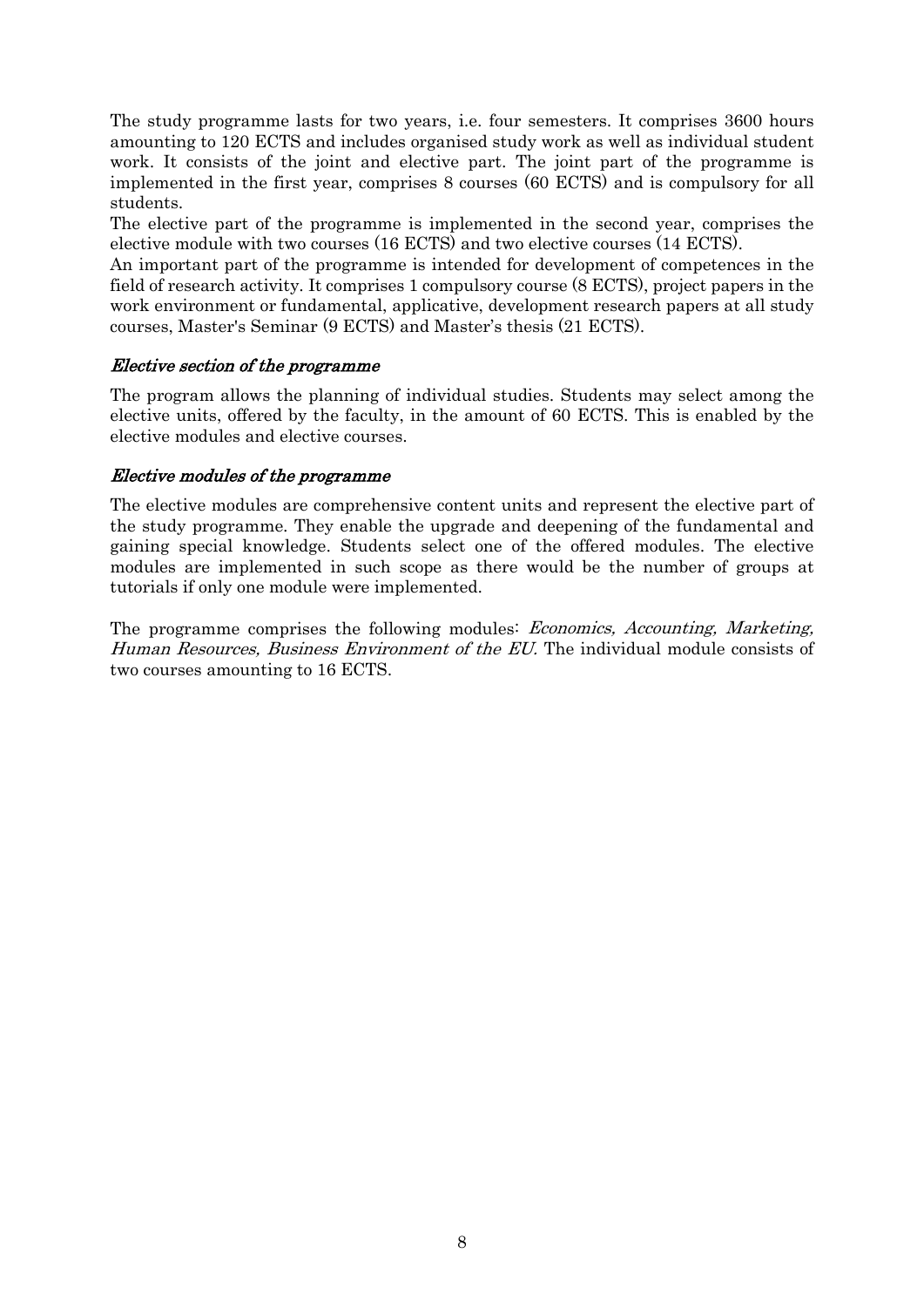The study programme lasts for two years, i.e. four semesters. It comprises 3600 hours amounting to 120 ECTS and includes organised study work as well as individual student work. It consists of the joint and elective part. The joint part of the programme is implemented in the first year, comprises 8 courses (60 ECTS) and is compulsory for all students.

The elective part of the programme is implemented in the second year, comprises the elective module with two courses (16 ECTS) and two elective courses (14 ECTS).

An important part of the programme is intended for development of competences in the field of research activity. It comprises 1 compulsory course (8 ECTS), project papers in the work environment or fundamental, applicative, development research papers at all study courses, Master's Seminar (9 ECTS) and Master's thesis (21 ECTS).

### *Elective section of the programme*

The program allows the planning of individual studies. Students may select among the elective units, offered by the faculty, in the amount of 60 ECTS. This is enabled by the elective modules and elective courses.

### *Elective modules of the programme*

The elective modules are comprehensive content units and represent the elective part of the study programme. They enable the upgrade and deepening of the fundamental and gaining special knowledge. Students select one of the offered modules. The elective modules are implemented in such scope as there would be the number of groups at tutorials if only one module were implemented.

The programme comprises the following modules: *Economics, Accounting, Marketing, Human Resources, Business Environment of the EU.* The individual module consists of two courses amounting to 16 ECTS.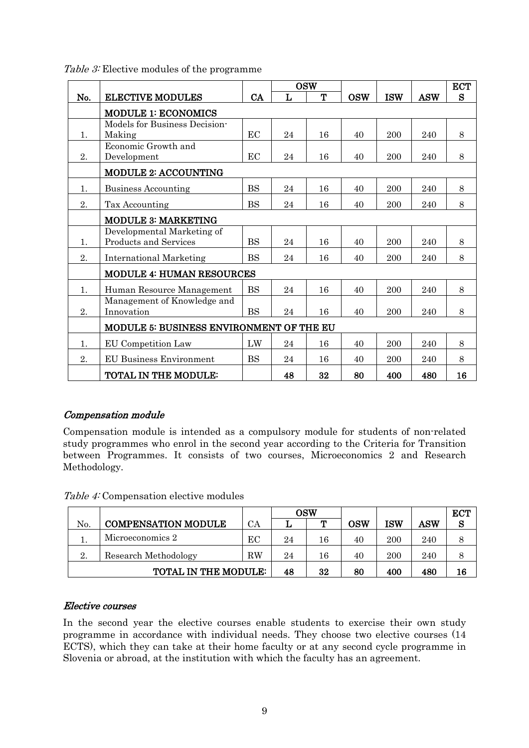*Table 3:* Elective modules of the programme

| No. | ELECTIVE MODULES | CA | OSW | | OSW | ISW | ASW | ECTS |
|---|---|---|---|---|---|---|---|---|
| | | | L | T | | | | |
| | **MODULE 1: ECONOMICS** | | | | | | | |
| 1. | Models for Business Decision-Making | EC | 24 | 16 | 40 | 200 | 240 | 8 |
| 2. | Economic Growth and Development | EC | 24 | 16 | 40 | 200 | 240 | 8 |
| | **MODULE 2: ACCOUNTING** | | | | | | | |
| 1. | Business Accounting | BS | 24 | 16 | 40 | 200 | 240 | 8 |
| 2. | Tax Accounting | BS | 24 | 16 | 40 | 200 | 240 | 8 |
| | **MODULE 3: MARKETING** | | | | | | | |
| 1. | Developmental Marketing of Products and Services | BS | 24 | 16 | 40 | 200 | 240 | 8 |
| 2. | International Marketing | BS | 24 | 16 | 40 | 200 | 240 | 8 |
| | **MODULE 4: HUMAN RESOURCES** | | | | | | | |
| 1. | Human Resource Management | BS | 24 | 16 | 40 | 200 | 240 | 8 |
| 2. | Management of Knowledge and Innovation | BS | 24 | 16 | 40 | 200 | 240 | 8 |
| | **MODULE 5: BUSINESS ENVIRONMENT OF THE EU** | | | | | | | |
| 1. | EU Competition Law | LW | 24 | 16 | 40 | 200 | 240 | 8 |
| 2. | EU Business Environment | BS | 24 | 16 | 40 | 200 | 240 | 8 |
| | **TOTAL IN THE MODULE:** | | **48** | **32** | **80** | **400** | **480** | **16** |

### *Compensation module*

Compensation module is intended as a compulsory module for students of non-related study programmes who enrol in the second year according to the Criteria for Transition between Programmes. It consists of two courses, Microeconomics 2 and Research Methodology.

*Table 4:* Compensation elective modules

| No. | COMPENSATION MODULE | CA | OSW | | OSW | ISW | ASW | ECTS |
|---|---|---|---|---|---|---|---|---|
| | | | L | T | | | | |
| 1. | Microeconomics 2 | EC | 24 | 16 | 40 | 200 | 240 | 8 |
| 2. | Research Methodology | RW | 24 | 16 | 40 | 200 | 240 | 8 |
| | **TOTAL IN THE MODULE:** | | **48** | **32** | **80** | **400** | **480** | **16** |

### *Elective courses*

In the second year the elective courses enable students to exercise their own study programme in accordance with individual needs. They choose two elective courses (14 ECTS), which they can take at their home faculty or at any second cycle programme in Slovenia or abroad, at the institution with which the faculty has an agreement.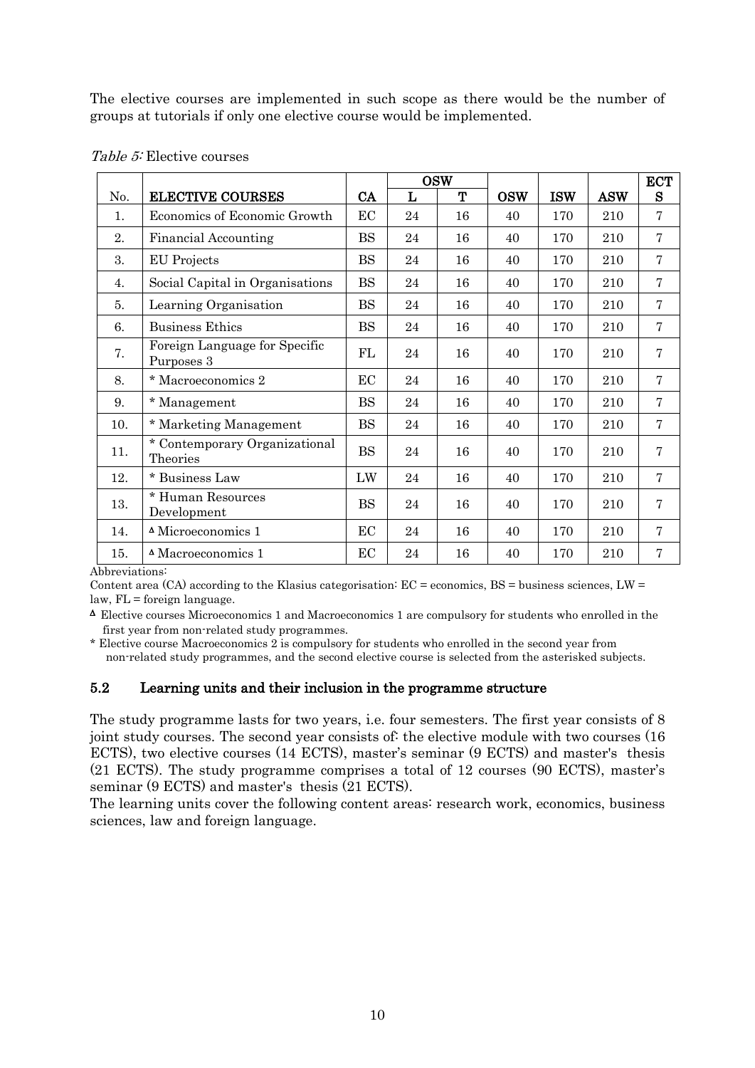The elective courses are implemented in such scope as there would be the number of groups at tutorials if only one elective course would be implemented.

*Table 5:* Elective courses

| No. | ELECTIVE COURSES | CA | OSW | | OSW | ISW | ASW | ECTS |
|---|---|---|---|---|---|---|---|---|
| | | | L | T | | | | |
| 1. | Economics of Economic Growth | EC | 24 | 16 | 40 | 170 | 210 | 7 |
| 2. | Financial Accounting | BS | 24 | 16 | 40 | 170 | 210 | 7 |
| 3. | EU Projects | BS | 24 | 16 | 40 | 170 | 210 | 7 |
| 4. | Social Capital in Organisations | BS | 24 | 16 | 40 | 170 | 210 | 7 |
| 5. | Learning Organisation | BS | 24 | 16 | 40 | 170 | 210 | 7 |
| 6. | Business Ethics | BS | 24 | 16 | 40 | 170 | 210 | 7 |
| 7. | Foreign Language for Specific Purposes 3 | FL | 24 | 16 | 40 | 170 | 210 | 7 |
| 8. | * Macroeconomics 2 | EC | 24 | 16 | 40 | 170 | 210 | 7 |
| 9. | * Management | BS | 24 | 16 | 40 | 170 | 210 | 7 |
| 10. | * Marketing Management | BS | 24 | 16 | 40 | 170 | 210 | 7 |
| 11. | * Contemporary Organizational Theories | BS | 24 | 16 | 40 | 170 | 210 | 7 |
| 12. | * Business Law | LW | 24 | 16 | 40 | 170 | 210 | 7 |
| 13. | * Human Resources Development | BS | 24 | 16 | 40 | 170 | 210 | 7 |
| 14. | ᐞ Microeconomics 1 | EC | 24 | 16 | 40 | 170 | 210 | 7 |
| 15. | ᐞ Macroeconomics 1 | EC | 24 | 16 | 40 | 170 | 210 | 7 |

Abbreviations:

Content area (CA) according to the Klasius categorisation: EC = economics, BS = business sciences, LW = law, FL = foreign language.

ᐞ Elective courses Microeconomics 1 and Macroeconomics 1 are compulsory for students who enrolled in the first year from non-related study programmes.

* Elective course Macroeconomics 2 is compulsory for students who enrolled in the second year from non-related study programmes, and the second elective course is selected from the asterisked subjects.

### 5.2 Learning units and their inclusion in the programme structure

The study programme lasts for two years, i.e. four semesters. The first year consists of 8 joint study courses. The second year consists of: the elective module with two courses (16 ECTS), two elective courses (14 ECTS), master's seminar (9 ECTS) and master's thesis (21 ECTS). The study programme comprises a total of 12 courses (90 ECTS), master's seminar (9 ECTS) and master's thesis (21 ECTS).

The learning units cover the following content areas: research work, economics, business sciences, law and foreign language.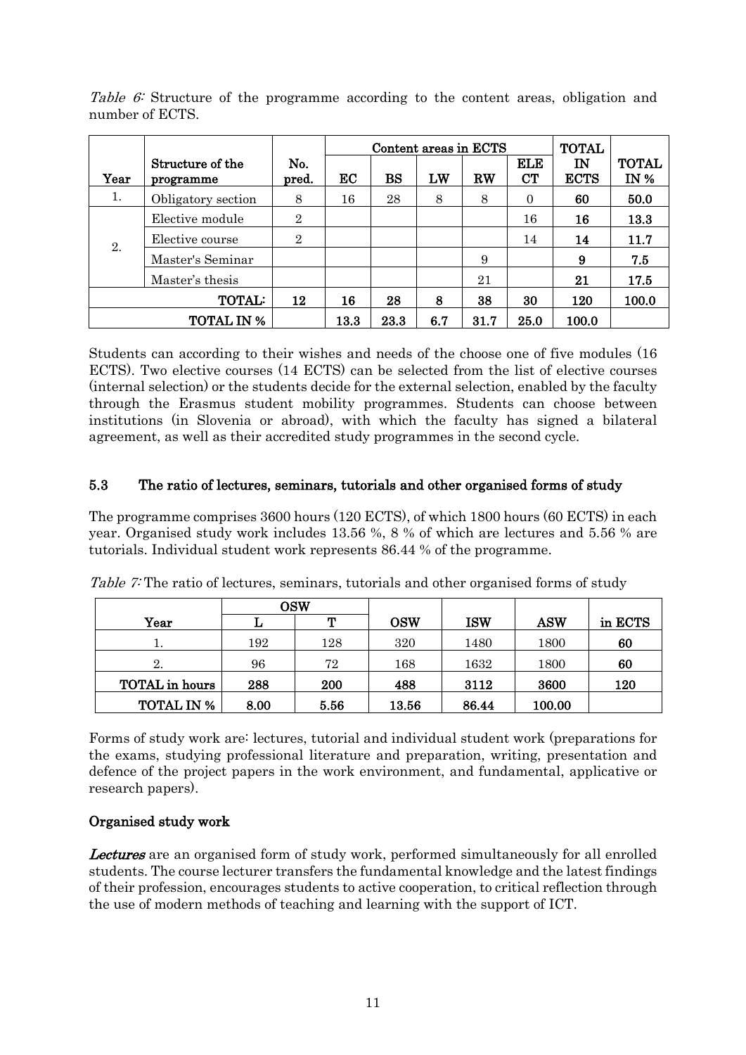*Table 6:* Structure of the programme according to the content areas, obligation and number of ECTS.

| Year | Structure of the programme | No. pred. | Content areas in ECTS | | | | | TOTAL IN ECTS | TOTAL IN % |
|---|---|---|---|---|---|---|---|---|---|
| | | | EC | BS | LW | RW | ELE CT | | |
| 1. | Obligatory section | 8 | 16 | 28 | 8 | 8 | 0 | **60** | **50.0** |
| 2. | Elective module | 2 | | | | | 16 | **16** | **13.3** |
| | Elective course | 2 | | | | | 14 | **14** | **11.7** |
| | Master's Seminar | | | | | 9 | | **9** | **7.5** |
| | Master's thesis | | | | | 21 | | **21** | **17.5** |
| **TOTAL:** | | **12** | **16** | **28** | **8** | **38** | **30** | **120** | **100.0** |
| **TOTAL IN %** | | | **13.3** | **23.3** | **6.7** | **31.7** | **25.0** | **100.0** | |

Students can according to their wishes and needs of the choose one of five modules (16 ECTS). Two elective courses (14 ECTS) can be selected from the list of elective courses (internal selection) or the students decide for the external selection, enabled by the faculty through the Erasmus student mobility programmes. Students can choose between institutions (in Slovenia or abroad), with which the faculty has signed a bilateral agreement, as well as their accredited study programmes in the second cycle.

## 5.3 The ratio of lectures, seminars, tutorials and other organised forms of study

The programme comprises 3600 hours (120 ECTS), of which 1800 hours (60 ECTS) in each year. Organised study work includes 13.56 %, 8 % of which are lectures and 5.56 % are tutorials. Individual student work represents 86.44 % of the programme.

*Table 7:* The ratio of lectures, seminars, tutorials and other organised forms of study

| Year | OSW | | OSW | ISW | ASW | in ECTS |
|---|---|---|---|---|---|---|
| | L | T | | | | |
| 1. | 192 | 128 | 320 | 1480 | 1800 | **60** |
| 2. | 96 | 72 | 168 | 1632 | 1800 | **60** |
| **TOTAL in hours** | **288** | **200** | **488** | **3112** | **3600** | **120** |
| **TOTAL IN %** | **8.00** | **5.56** | **13.56** | **86.44** | **100.00** | |

Forms of study work are: lectures, tutorial and individual student work (preparations for the exams, studying professional literature and preparation, writing, presentation and defence of the project papers in the work environment, and fundamental, applicative or research papers).

### Organised study work

***Lectures*** are an organised form of study work, performed simultaneously for all enrolled students. The course lecturer transfers the fundamental knowledge and the latest findings of their profession, encourages students to active cooperation, to critical reflection through the use of modern methods of teaching and learning with the support of ICT.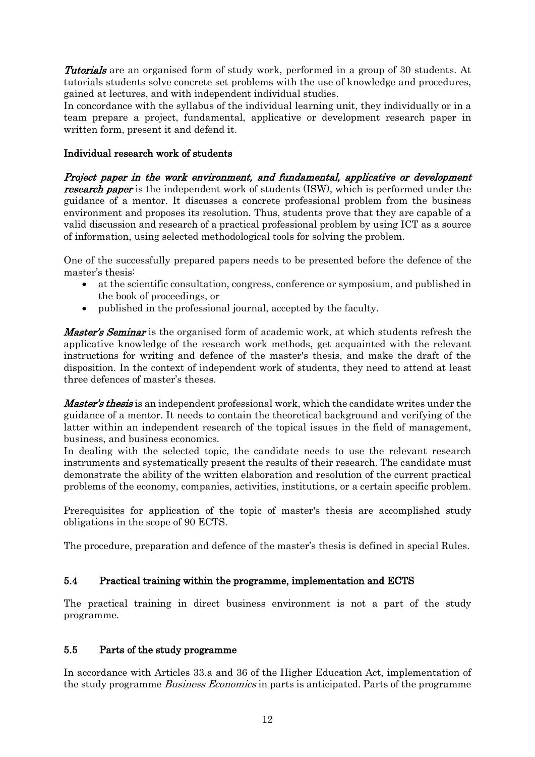***Tutorials*** are an organised form of study work, performed in a group of 30 students. At tutorials students solve concrete set problems with the use of knowledge and procedures, gained at lectures, and with independent individual studies.
In concordance with the syllabus of the individual learning unit, they individually or in a team prepare a project, fundamental, applicative or development research paper in written form, present it and defend it.

**Individual research work of students**

***Project paper in the work environment, and fundamental, applicative or development research paper*** is the independent work of students (ISW), which is performed under the guidance of a mentor. It discusses a concrete professional problem from the business environment and proposes its resolution. Thus, students prove that they are capable of a valid discussion and research of a practical professional problem by using ICT as a source of information, using selected methodological tools for solving the problem.

One of the successfully prepared papers needs to be presented before the defence of the master's thesis:

- at the scientific consultation, congress, conference or symposium, and published in the book of proceedings, or
- published in the professional journal, accepted by the faculty.

***Master's Seminar*** is the organised form of academic work, at which students refresh the applicative knowledge of the research work methods, get acquainted with the relevant instructions for writing and defence of the master's thesis, and make the draft of the disposition. In the context of independent work of students, they need to attend at least three defences of master's theses.

***Master's thesis*** is an independent professional work, which the candidate writes under the guidance of a mentor. It needs to contain the theoretical background and verifying of the latter within an independent research of the topical issues in the field of management, business, and business economics.
In dealing with the selected topic, the candidate needs to use the relevant research instruments and systematically present the results of their research. The candidate must demonstrate the ability of the written elaboration and resolution of the current practical problems of the economy, companies, activities, institutions, or a certain specific problem.

Prerequisites for application of the topic of master's thesis are accomplished study obligations in the scope of 90 ECTS.

The procedure, preparation and defence of the master's thesis is defined in special Rules.

## 5.4 Practical training within the programme, implementation and ECTS

The practical training in direct business environment is not a part of the study programme.

## 5.5 Parts of the study programme

In accordance with Articles 33.a and 36 of the Higher Education Act, implementation of the study programme *Business Economics* in parts is anticipated. Parts of the programme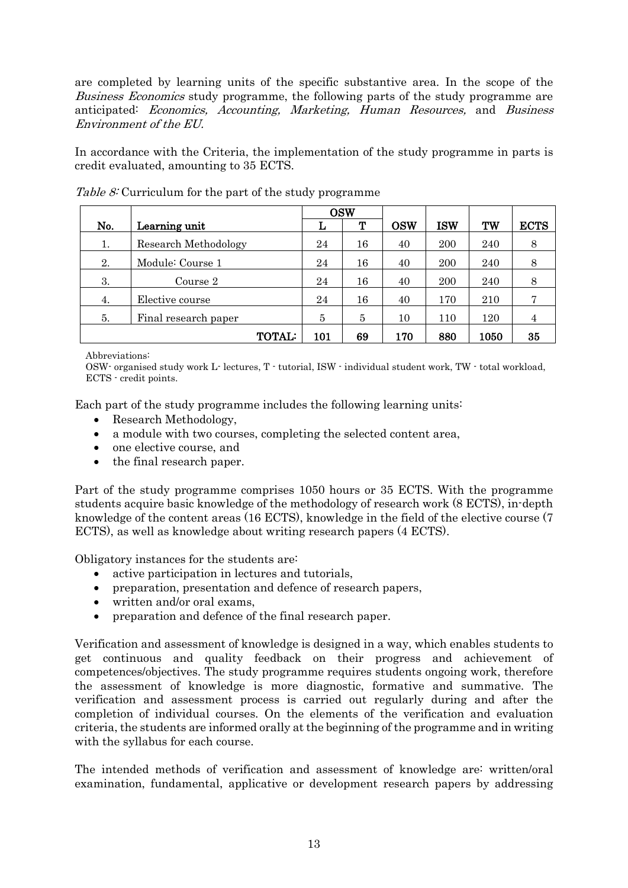are completed by learning units of the specific substantive area. In the scope of the *Business Economics* study programme, the following parts of the study programme are anticipated: *Economics, Accounting, Marketing, Human Resources,* and *Business Environment of the EU.*

In accordance with the Criteria, the implementation of the study programme in parts is credit evaluated, amounting to 35 ECTS.

*Table 8:* Curriculum for the part of the study programme

| | | OSW | | | | | |
|---|---|---|---|---|---|---|---|
| **No.** | **Learning unit** | **L** | **T** | **OSW** | **ISW** | **TW** | **ECTS** |
| 1. | Research Methodology | 24 | 16 | 40 | 200 | 240 | 8 |
| 2. | Module: Course 1 | 24 | 16 | 40 | 200 | 240 | 8 |
| 3. | Course 2 | 24 | 16 | 40 | 200 | 240 | 8 |
| 4. | Elective course | 24 | 16 | 40 | 170 | 210 | 7 |
| 5. | Final research paper | 5 | 5 | 10 | 110 | 120 | 4 |
| | **TOTAL:** | **101** | **69** | **170** | **880** | **1050** | **35** |

Abbreviations:
OSW- organised study work L- lectures, T - tutorial, ISW - individual student work, TW - total workload, ECTS - credit points.

Each part of the study programme includes the following learning units:

- Research Methodology,
- a module with two courses, completing the selected content area,
- one elective course, and
- the final research paper.

Part of the study programme comprises 1050 hours or 35 ECTS. With the programme students acquire basic knowledge of the methodology of research work (8 ECTS), in-depth knowledge of the content areas (16 ECTS), knowledge in the field of the elective course (7 ECTS), as well as knowledge about writing research papers (4 ECTS).

Obligatory instances for the students are:

- active participation in lectures and tutorials,
- preparation, presentation and defence of research papers,
- written and/or oral exams,
- preparation and defence of the final research paper.

Verification and assessment of knowledge is designed in a way, which enables students to get continuous and quality feedback on their progress and achievement of competences/objectives. The study programme requires students ongoing work, therefore the assessment of knowledge is more diagnostic, formative and summative. The verification and assessment process is carried out regularly during and after the completion of individual courses. On the elements of the verification and evaluation criteria, the students are informed orally at the beginning of the programme and in writing with the syllabus for each course.

The intended methods of verification and assessment of knowledge are: written/oral examination, fundamental, applicative or development research papers by addressing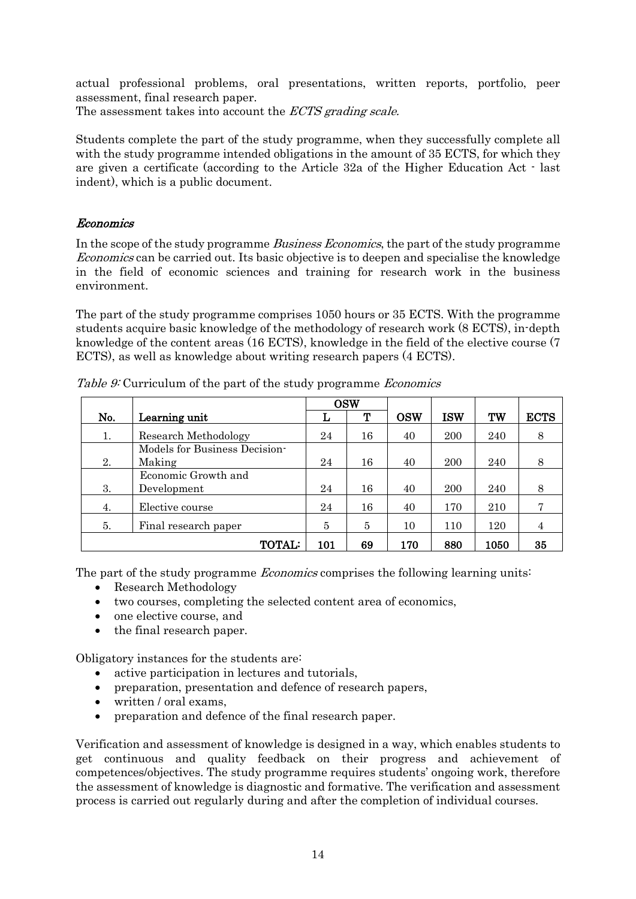actual professional problems, oral presentations, written reports, portfolio, peer assessment, final research paper.

The assessment takes into account the *ECTS grading scale.*

Students complete the part of the study programme, when they successfully complete all with the study programme intended obligations in the amount of 35 ECTS, for which they are given a certificate (according to the Article 32a of the Higher Education Act - last indent), which is a public document.

### *Economics*

In the scope of the study programme *Business Economics*, the part of the study programme *Economics* can be carried out. Its basic objective is to deepen and specialise the knowledge in the field of economic sciences and training for research work in the business environment.

The part of the study programme comprises 1050 hours or 35 ECTS. With the programme students acquire basic knowledge of the methodology of research work (8 ECTS), in-depth knowledge of the content areas (16 ECTS), knowledge in the field of the elective course (7 ECTS), as well as knowledge about writing research papers (4 ECTS).

*Table 9:* Curriculum of the part of the study programme *Economics*

| No. | Learning unit | OSW | | OSW | ISW | TW | ECTS |
|---|---|---|---|---|---|---|---|
| | | L | T | | | | |
| 1. | Research Methodology | 24 | 16 | 40 | 200 | 240 | 8 |
| 2. | Models for Business Decision-Making | 24 | 16 | 40 | 200 | 240 | 8 |
| 3. | Economic Growth and Development | 24 | 16 | 40 | 200 | 240 | 8 |
| 4. | Elective course | 24 | 16 | 40 | 170 | 210 | 7 |
| 5. | Final research paper | 5 | 5 | 10 | 110 | 120 | 4 |
| | **TOTAL:** | **101** | **69** | **170** | **880** | **1050** | **35** |

The part of the study programme *Economics* comprises the following learning units:

- Research Methodology
- two courses, completing the selected content area of economics,
- one elective course, and
- the final research paper.

Obligatory instances for the students are:

- active participation in lectures and tutorials,
- preparation, presentation and defence of research papers,
- written / oral exams,
- preparation and defence of the final research paper.

Verification and assessment of knowledge is designed in a way, which enables students to get continuous and quality feedback on their progress and achievement of competences/objectives. The study programme requires students' ongoing work, therefore the assessment of knowledge is diagnostic and formative. The verification and assessment process is carried out regularly during and after the completion of individual courses.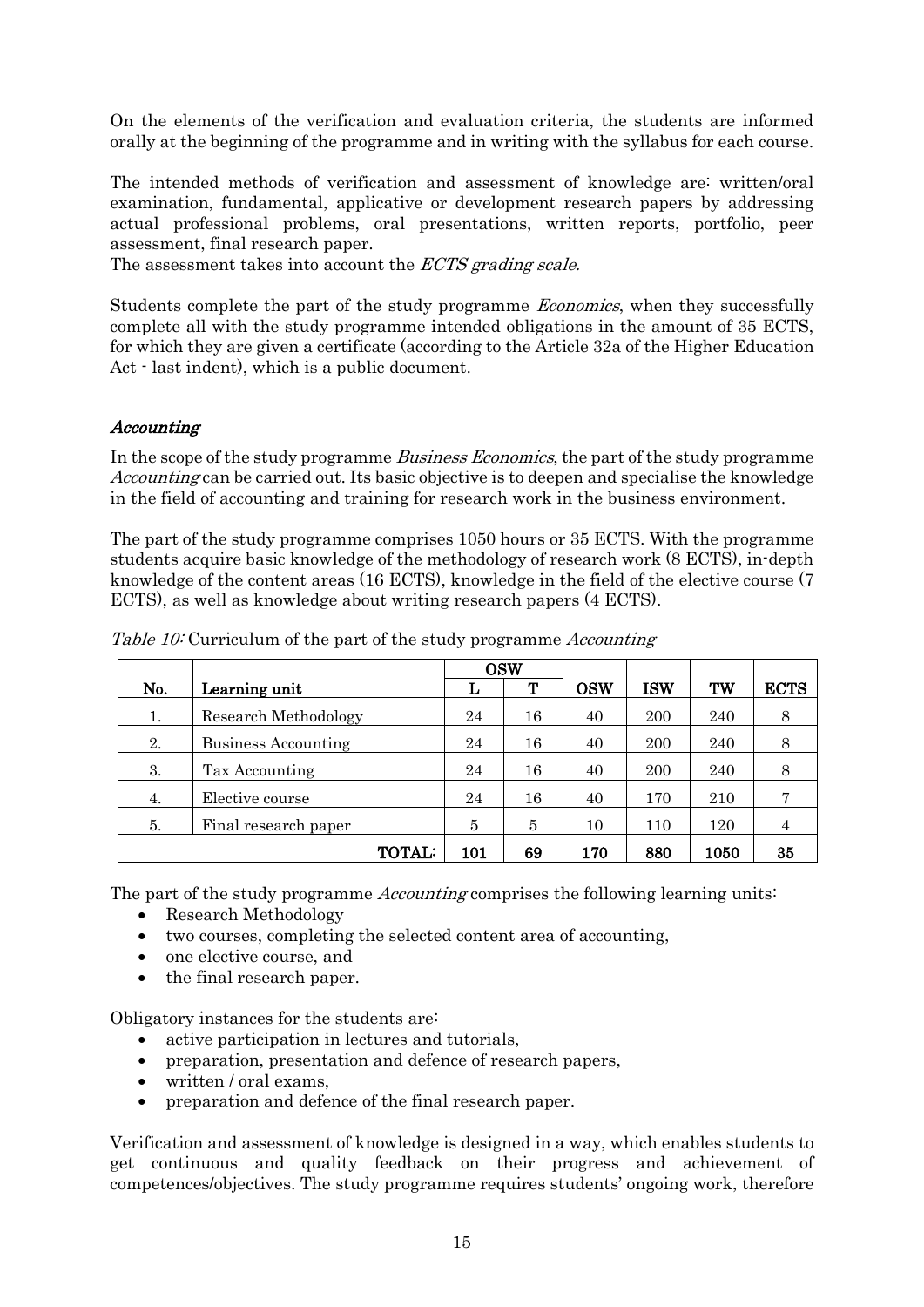On the elements of the verification and evaluation criteria, the students are informed orally at the beginning of the programme and in writing with the syllabus for each course.

The intended methods of verification and assessment of knowledge are: written/oral examination, fundamental, applicative or development research papers by addressing actual professional problems, oral presentations, written reports, portfolio, peer assessment, final research paper.
The assessment takes into account the *ECTS grading scale.*

Students complete the part of the study programme *Economics*, when they successfully complete all with the study programme intended obligations in the amount of 35 ECTS, for which they are given a certificate (according to the Article 32a of the Higher Education Act - last indent), which is a public document.

## *Accounting*

In the scope of the study programme *Business Economics*, the part of the study programme *Accounting* can be carried out. Its basic objective is to deepen and specialise the knowledge in the field of accounting and training for research work in the business environment.

The part of the study programme comprises 1050 hours or 35 ECTS. With the programme students acquire basic knowledge of the methodology of research work (8 ECTS), in-depth knowledge of the content areas (16 ECTS), knowledge in the field of the elective course (7 ECTS), as well as knowledge about writing research papers (4 ECTS).

*Table 10:* Curriculum of the part of the study programme *Accounting*

| No. | Learning unit | OSW L | OSW T | OSW | ISW | TW | ECTS |
|---|---|---|---|---|---|---|---|
| 1. | Research Methodology | 24 | 16 | 40 | 200 | 240 | 8 |
| 2. | Business Accounting | 24 | 16 | 40 | 200 | 240 | 8 |
| 3. | Tax Accounting | 24 | 16 | 40 | 200 | 240 | 8 |
| 4. | Elective course | 24 | 16 | 40 | 170 | 210 | 7 |
| 5. | Final research paper | 5 | 5 | 10 | 110 | 120 | 4 |
| | **TOTAL:** | **101** | **69** | **170** | **880** | **1050** | **35** |

The part of the study programme *Accounting* comprises the following learning units:

- Research Methodology
- two courses, completing the selected content area of accounting,
- one elective course, and
- the final research paper.

Obligatory instances for the students are:

- active participation in lectures and tutorials,
- preparation, presentation and defence of research papers,
- written / oral exams,
- preparation and defence of the final research paper.

Verification and assessment of knowledge is designed in a way, which enables students to get continuous and quality feedback on their progress and achievement of competences/objectives. The study programme requires students' ongoing work, therefore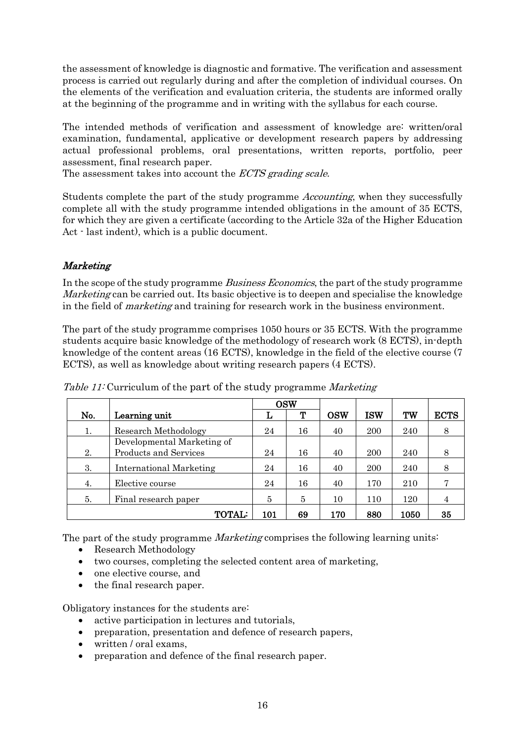the assessment of knowledge is diagnostic and formative. The verification and assessment process is carried out regularly during and after the completion of individual courses. On the elements of the verification and evaluation criteria, the students are informed orally at the beginning of the programme and in writing with the syllabus for each course.

The intended methods of verification and assessment of knowledge are: written/oral examination, fundamental, applicative or development research papers by addressing actual professional problems, oral presentations, written reports, portfolio, peer assessment, final research paper.
The assessment takes into account the *ECTS grading scale.*

Students complete the part of the study programme *Accounting*, when they successfully complete all with the study programme intended obligations in the amount of 35 ECTS, for which they are given a certificate (according to the Article 32a of the Higher Education Act - last indent), which is a public document.

## *Marketing*

In the scope of the study programme *Business Economics*, the part of the study programme *Marketing* can be carried out. Its basic objective is to deepen and specialise the knowledge in the field of *marketing* and training for research work in the business environment.

The part of the study programme comprises 1050 hours or 35 ECTS. With the programme students acquire basic knowledge of the methodology of research work (8 ECTS), in-depth knowledge of the content areas (16 ECTS), knowledge in the field of the elective course (7 ECTS), as well as knowledge about writing research papers (4 ECTS).

*Table 11:* Curriculum of the part of the study programme *Marketing*

| No. | Learning unit | OSW | | OSW | ISW | TW | ECTS |
|---|---|---|---|---|---|---|---|
| | | L | T | | | | |
| 1. | Research Methodology | 24 | 16 | 40 | 200 | 240 | 8 |
| 2. | Developmental Marketing of Products and Services | 24 | 16 | 40 | 200 | 240 | 8 |
| 3. | International Marketing | 24 | 16 | 40 | 200 | 240 | 8 |
| 4. | Elective course | 24 | 16 | 40 | 170 | 210 | 7 |
| 5. | Final research paper | 5 | 5 | 10 | 110 | 120 | 4 |
| | **TOTAL:** | **101** | **69** | **170** | **880** | **1050** | **35** |

The part of the study programme *Marketing* comprises the following learning units:

- Research Methodology
- two courses, completing the selected content area of marketing,
- one elective course, and
- the final research paper.

Obligatory instances for the students are:

- active participation in lectures and tutorials,
- preparation, presentation and defence of research papers,
- written / oral exams,
- preparation and defence of the final research paper.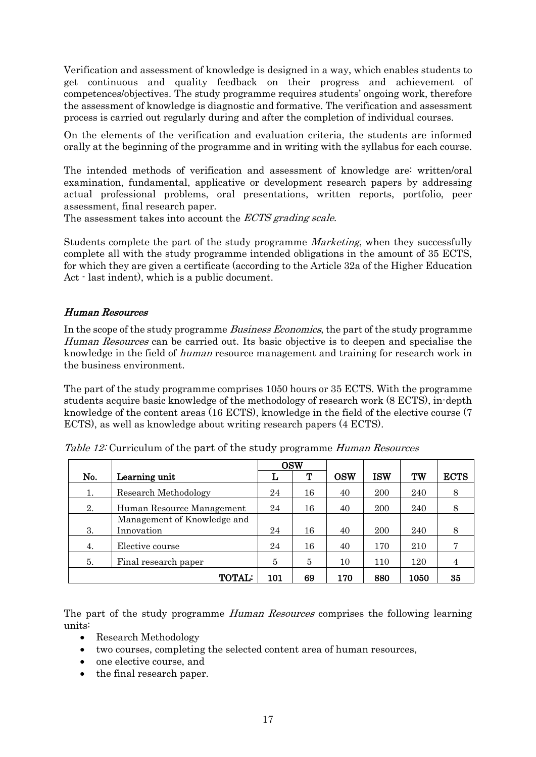Verification and assessment of knowledge is designed in a way, which enables students to get continuous and quality feedback on their progress and achievement of competences/objectives. The study programme requires students' ongoing work, therefore the assessment of knowledge is diagnostic and formative. The verification and assessment process is carried out regularly during and after the completion of individual courses.

On the elements of the verification and evaluation criteria, the students are informed orally at the beginning of the programme and in writing with the syllabus for each course.

The intended methods of verification and assessment of knowledge are: written/oral examination, fundamental, applicative or development research papers by addressing actual professional problems, oral presentations, written reports, portfolio, peer assessment, final research paper.
The assessment takes into account the *ECTS grading scale.*

Students complete the part of the study programme *Marketing*, when they successfully complete all with the study programme intended obligations in the amount of 35 ECTS, for which they are given a certificate (according to the Article 32a of the Higher Education Act - last indent), which is a public document.

### *Human Resources*

In the scope of the study programme *Business Economics*, the part of the study programme *Human Resources* can be carried out. Its basic objective is to deepen and specialise the knowledge in the field of *human* resource management and training for research work in the business environment.

The part of the study programme comprises 1050 hours or 35 ECTS. With the programme students acquire basic knowledge of the methodology of research work (8 ECTS), in-depth knowledge of the content areas (16 ECTS), knowledge in the field of the elective course (7 ECTS), as well as knowledge about writing research papers (4 ECTS).

*Table 12:* Curriculum of the part of the study programme *Human Resources*

| No. | Learning unit | OSW | | OSW | ISW | TW | ECTS |
|---|---|---|---|---|---|---|---|
| | | L | T | | | | |
| 1. | Research Methodology | 24 | 16 | 40 | 200 | 240 | 8 |
| 2. | Human Resource Management | 24 | 16 | 40 | 200 | 240 | 8 |
| 3. | Management of Knowledge and Innovation | 24 | 16 | 40 | 200 | 240 | 8 |
| 4. | Elective course | 24 | 16 | 40 | 170 | 210 | 7 |
| 5. | Final research paper | 5 | 5 | 10 | 110 | 120 | 4 |
| | **TOTAL:** | **101** | **69** | **170** | **880** | **1050** | **35** |

The part of the study programme *Human Resources* comprises the following learning units:

- Research Methodology
- two courses, completing the selected content area of human resources,
- one elective course, and
- the final research paper.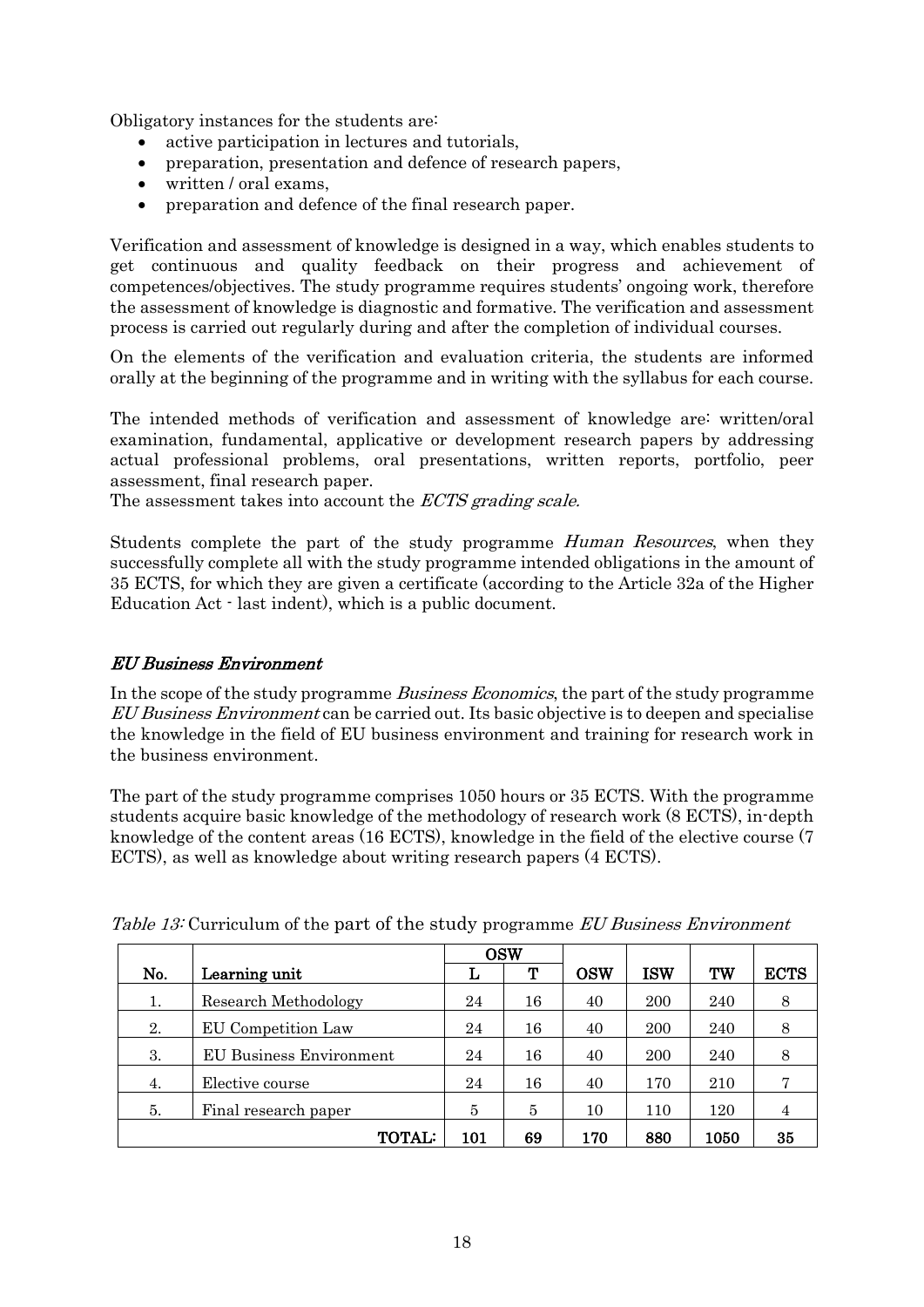Obligatory instances for the students are:

- active participation in lectures and tutorials,
- preparation, presentation and defence of research papers,
- written / oral exams,
- preparation and defence of the final research paper.

Verification and assessment of knowledge is designed in a way, which enables students to get continuous and quality feedback on their progress and achievement of competences/objectives. The study programme requires students' ongoing work, therefore the assessment of knowledge is diagnostic and formative. The verification and assessment process is carried out regularly during and after the completion of individual courses.

On the elements of the verification and evaluation criteria, the students are informed orally at the beginning of the programme and in writing with the syllabus for each course.

The intended methods of verification and assessment of knowledge are: written/oral examination, fundamental, applicative or development research papers by addressing actual professional problems, oral presentations, written reports, portfolio, peer assessment, final research paper.
The assessment takes into account the *ECTS grading scale.*

Students complete the part of the study programme *Human Resources*, when they successfully complete all with the study programme intended obligations in the amount of 35 ECTS, for which they are given a certificate (according to the Article 32a of the Higher Education Act - last indent), which is a public document.

## *EU Business Environment*

In the scope of the study programme *Business Economics*, the part of the study programme *EU Business Environment* can be carried out. Its basic objective is to deepen and specialise the knowledge in the field of EU business environment and training for research work in the business environment.

The part of the study programme comprises 1050 hours or 35 ECTS. With the programme students acquire basic knowledge of the methodology of research work (8 ECTS), in-depth knowledge of the content areas (16 ECTS), knowledge in the field of the elective course (7 ECTS), as well as knowledge about writing research papers (4 ECTS).

*Table 13:* Curriculum of the part of the study programme *EU Business Environment*

| No. | Learning unit | OSW | | OSW | ISW | TW | ECTS |
|---|---|---|---|---|---|---|---|
| | | L | T | | | | |
| 1. | Research Methodology | 24 | 16 | 40 | 200 | 240 | 8 |
| 2. | EU Competition Law | 24 | 16 | 40 | 200 | 240 | 8 |
| 3. | EU Business Environment | 24 | 16 | 40 | 200 | 240 | 8 |
| 4. | Elective course | 24 | 16 | 40 | 170 | 210 | 7 |
| 5. | Final research paper | 5 | 5 | 10 | 110 | 120 | 4 |
| | **TOTAL:** | **101** | **69** | **170** | **880** | **1050** | **35** |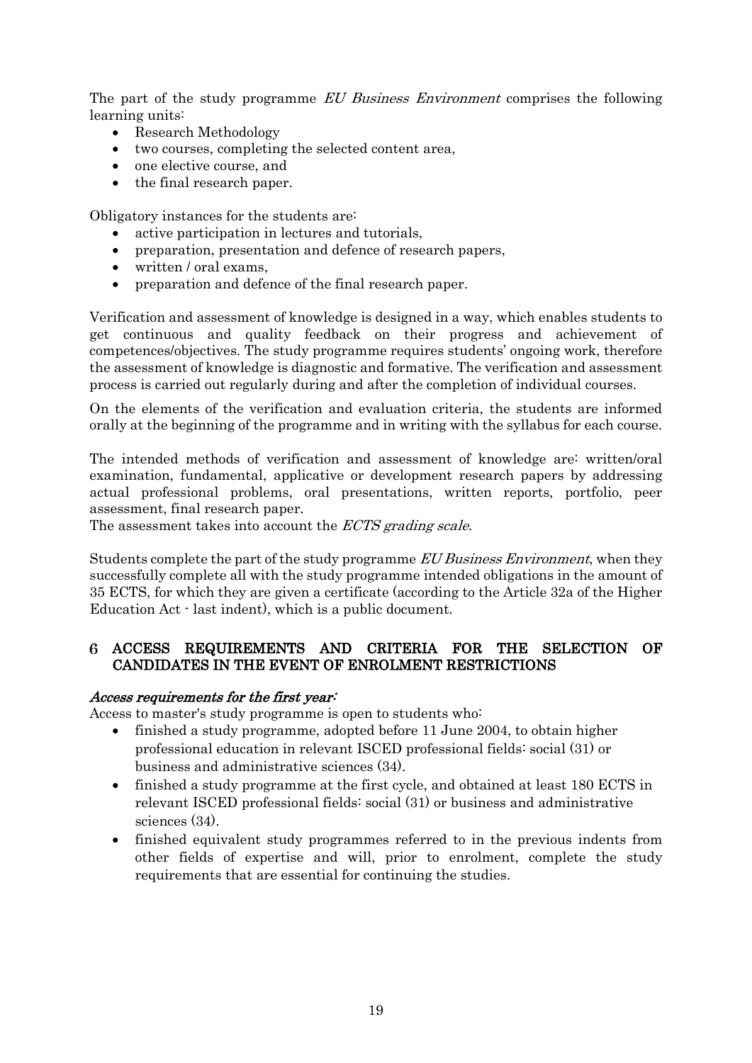The part of the study programme *EU Business Environment* comprises the following learning units:

- Research Methodology
- two courses, completing the selected content area,
- one elective course, and
- the final research paper.

Obligatory instances for the students are:

- active participation in lectures and tutorials,
- preparation, presentation and defence of research papers,
- written / oral exams,
- preparation and defence of the final research paper.

Verification and assessment of knowledge is designed in a way, which enables students to get continuous and quality feedback on their progress and achievement of competences/objectives. The study programme requires students' ongoing work, therefore the assessment of knowledge is diagnostic and formative. The verification and assessment process is carried out regularly during and after the completion of individual courses.

On the elements of the verification and evaluation criteria, the students are informed orally at the beginning of the programme and in writing with the syllabus for each course.

The intended methods of verification and assessment of knowledge are: written/oral examination, fundamental, applicative or development research papers by addressing actual professional problems, oral presentations, written reports, portfolio, peer assessment, final research paper.
The assessment takes into account the *ECTS grading scale.*

Students complete the part of the study programme *EU Business Environment*, when they successfully complete all with the study programme intended obligations in the amount of 35 ECTS, for which they are given a certificate (according to the Article 32a of the Higher Education Act - last indent), which is a public document.

## 6 ACCESS REQUIREMENTS AND CRITERIA FOR THE SELECTION OF CANDIDATES IN THE EVENT OF ENROLMENT RESTRICTIONS

***Access requirements for the first year:***

Access to master's study programme is open to students who:

- finished a study programme, adopted before 11 June 2004, to obtain higher professional education in relevant ISCED professional fields: social (31) or business and administrative sciences (34).
- finished a study programme at the first cycle, and obtained at least 180 ECTS in relevant ISCED professional fields: social (31) or business and administrative sciences (34).
- finished equivalent study programmes referred to in the previous indents from other fields of expertise and will, prior to enrolment, complete the study requirements that are essential for continuing the studies.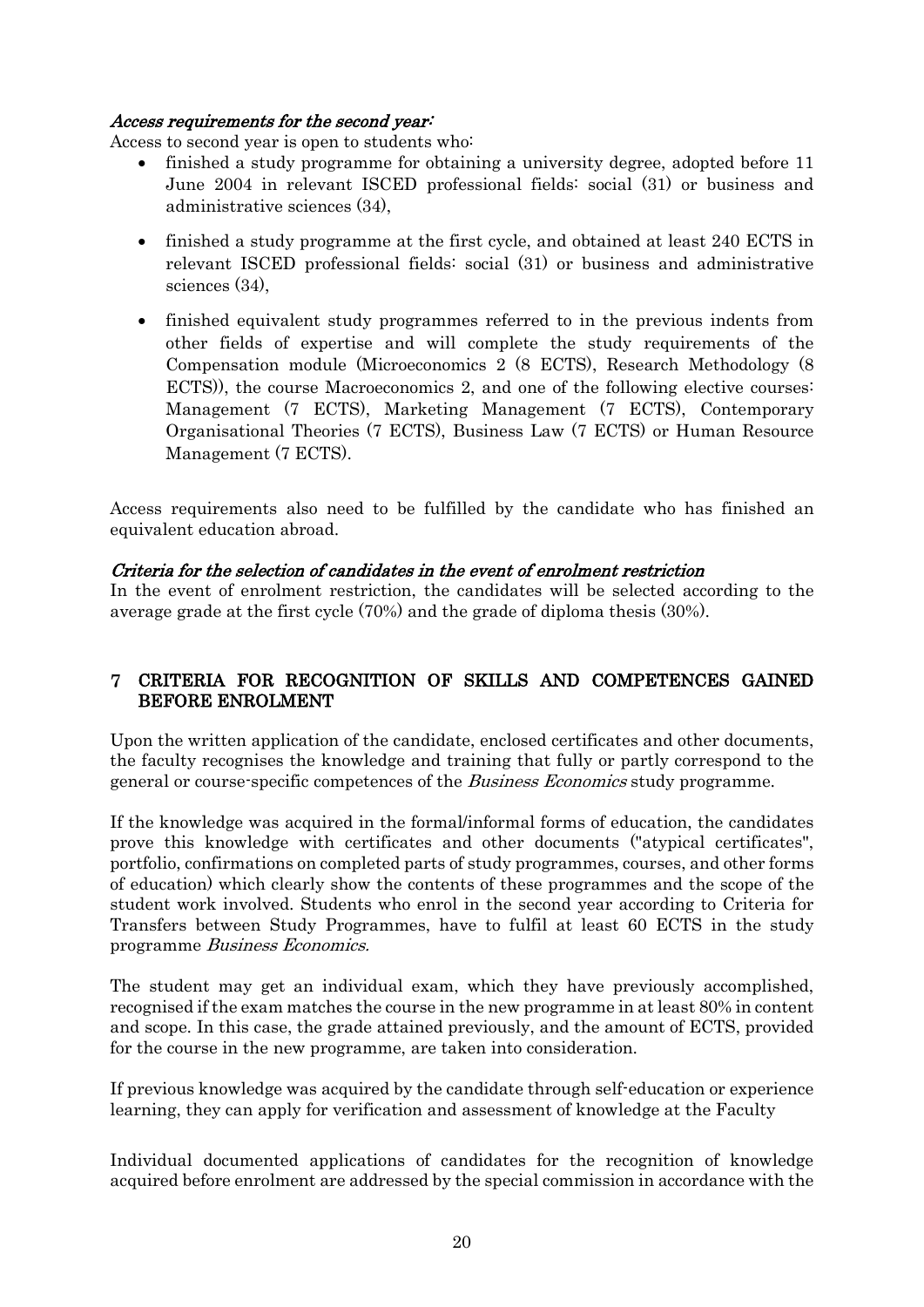*Access requirements for the second year:*

Access to second year is open to students who:

- finished a study programme for obtaining a university degree, adopted before 11 June 2004 in relevant ISCED professional fields: social (31) or business and administrative sciences (34),
- finished a study programme at the first cycle, and obtained at least 240 ECTS in relevant ISCED professional fields: social (31) or business and administrative sciences (34),
- finished equivalent study programmes referred to in the previous indents from other fields of expertise and will complete the study requirements of the Compensation module (Microeconomics 2 (8 ECTS), Research Methodology (8 ECTS)), the course Macroeconomics 2, and one of the following elective courses: Management (7 ECTS), Marketing Management (7 ECTS), Contemporary Organisational Theories (7 ECTS), Business Law (7 ECTS) or Human Resource Management (7 ECTS).

Access requirements also need to be fulfilled by the candidate who has finished an equivalent education abroad.

*Criteria for the selection of candidates in the event of enrolment restriction*

In the event of enrolment restriction, the candidates will be selected according to the average grade at the first cycle (70%) and the grade of diploma thesis (30%).

## 7 CRITERIA FOR RECOGNITION OF SKILLS AND COMPETENCES GAINED BEFORE ENROLMENT

Upon the written application of the candidate, enclosed certificates and other documents, the faculty recognises the knowledge and training that fully or partly correspond to the general or course-specific competences of the *Business Economics* study programme.

If the knowledge was acquired in the formal/informal forms of education, the candidates prove this knowledge with certificates and other documents ("atypical certificates", portfolio, confirmations on completed parts of study programmes, courses, and other forms of education) which clearly show the contents of these programmes and the scope of the student work involved. Students who enrol in the second year according to Criteria for Transfers between Study Programmes, have to fulfil at least 60 ECTS in the study programme *Business Economics.*

The student may get an individual exam, which they have previously accomplished, recognised if the exam matches the course in the new programme in at least 80% in content and scope. In this case, the grade attained previously, and the amount of ECTS, provided for the course in the new programme, are taken into consideration.

If previous knowledge was acquired by the candidate through self-education or experience learning, they can apply for verification and assessment of knowledge at the Faculty

Individual documented applications of candidates for the recognition of knowledge acquired before enrolment are addressed by the special commission in accordance with the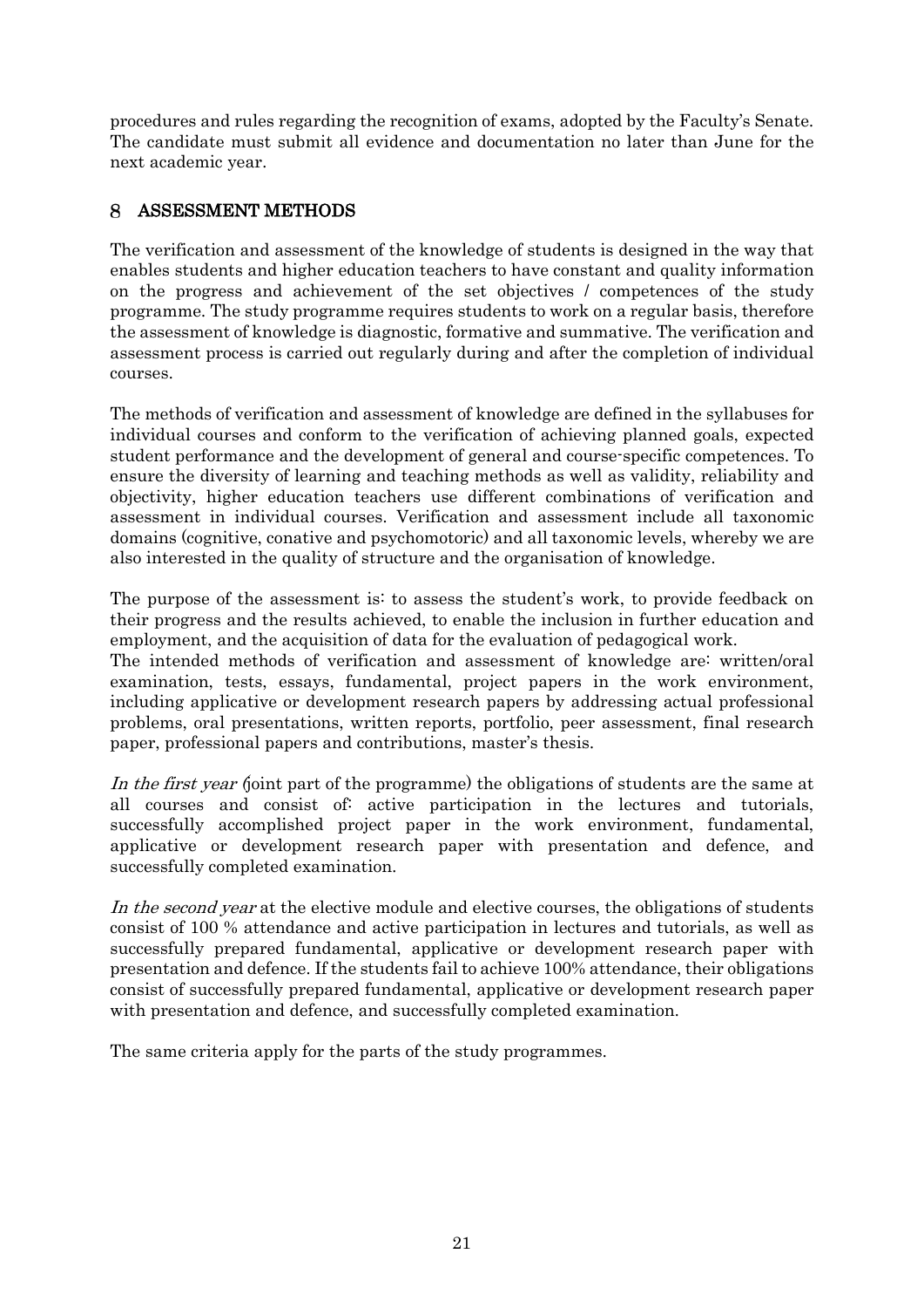procedures and rules regarding the recognition of exams, adopted by the Faculty's Senate. The candidate must submit all evidence and documentation no later than June for the next academic year.

## 8 ASSESSMENT METHODS

The verification and assessment of the knowledge of students is designed in the way that enables students and higher education teachers to have constant and quality information on the progress and achievement of the set objectives / competences of the study programme. The study programme requires students to work on a regular basis, therefore the assessment of knowledge is diagnostic, formative and summative. The verification and assessment process is carried out regularly during and after the completion of individual courses.

The methods of verification and assessment of knowledge are defined in the syllabuses for individual courses and conform to the verification of achieving planned goals, expected student performance and the development of general and course-specific competences. To ensure the diversity of learning and teaching methods as well as validity, reliability and objectivity, higher education teachers use different combinations of verification and assessment in individual courses. Verification and assessment include all taxonomic domains (cognitive, conative and psychomotoric) and all taxonomic levels, whereby we are also interested in the quality of structure and the organisation of knowledge.

The purpose of the assessment is: to assess the student's work, to provide feedback on their progress and the results achieved, to enable the inclusion in further education and employment, and the acquisition of data for the evaluation of pedagogical work.
The intended methods of verification and assessment of knowledge are: written/oral examination, tests, essays, fundamental, project papers in the work environment, including applicative or development research papers by addressing actual professional problems, oral presentations, written reports, portfolio, peer assessment, final research paper, professional papers and contributions, master's thesis.

*In the first year* (joint part of the programme) the obligations of students are the same at all courses and consist of: active participation in the lectures and tutorials, successfully accomplished project paper in the work environment, fundamental, applicative or development research paper with presentation and defence, and successfully completed examination.

*In the second year* at the elective module and elective courses, the obligations of students consist of 100 % attendance and active participation in lectures and tutorials, as well as successfully prepared fundamental, applicative or development research paper with presentation and defence. If the students fail to achieve 100% attendance, their obligations consist of successfully prepared fundamental, applicative or development research paper with presentation and defence, and successfully completed examination.

The same criteria apply for the parts of the study programmes.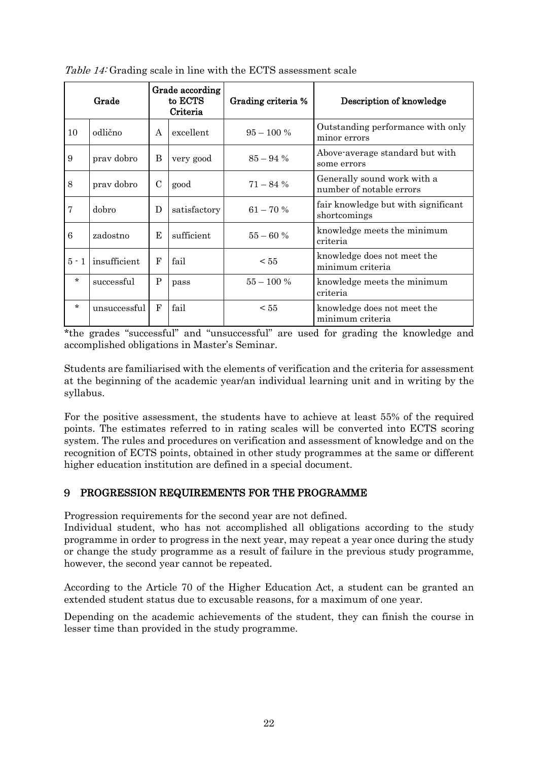*Table 14:* Grading scale in line with the ECTS assessment scale

| Grade | | Grade according to ECTS Criteria | | Grading criteria % | Description of knowledge |
|---|---|---|---|---|---|
| 10 | odlično | A | excellent | 95 – 100 % | Outstanding performance with only minor errors |
| 9 | prav dobro | B | very good | 85 – 94 % | Above-average standard but with some errors |
| 8 | prav dobro | C | good | 71 – 84 % | Generally sound work with a number of notable errors |
| 7 | dobro | D | satisfactory | 61 – 70 % | fair knowledge but with significant shortcomings |
| 6 | zadostno | E | sufficient | 55 – 60 % | knowledge meets the minimum criteria |
| 5 - 1 | insufficient | F | fail | < 55 | knowledge does not meet the minimum criteria |
| * | successful | P | pass | 55 – 100 % | knowledge meets the minimum criteria |
| * | unsuccessful | F | fail | < 55 | knowledge does not meet the minimum criteria |

*the grades "successful" and "unsuccessful" are used for grading the knowledge and accomplished obligations in Master's Seminar.

Students are familiarised with the elements of verification and the criteria for assessment at the beginning of the academic year/an individual learning unit and in writing by the syllabus.

For the positive assessment, the students have to achieve at least 55% of the required points. The estimates referred to in rating scales will be converted into ECTS scoring system. The rules and procedures on verification and assessment of knowledge and on the recognition of ECTS points, obtained in other study programmes at the same or different higher education institution are defined in a special document.

## 9 PROGRESSION REQUIREMENTS FOR THE PROGRAMME

Progression requirements for the second year are not defined.
Individual student, who has not accomplished all obligations according to the study programme in order to progress in the next year, may repeat a year once during the study or change the study programme as a result of failure in the previous study programme, however, the second year cannot be repeated.

According to the Article 70 of the Higher Education Act, a student can be granted an extended student status due to excusable reasons, for a maximum of one year.

Depending on the academic achievements of the student, they can finish the course in lesser time than provided in the study programme.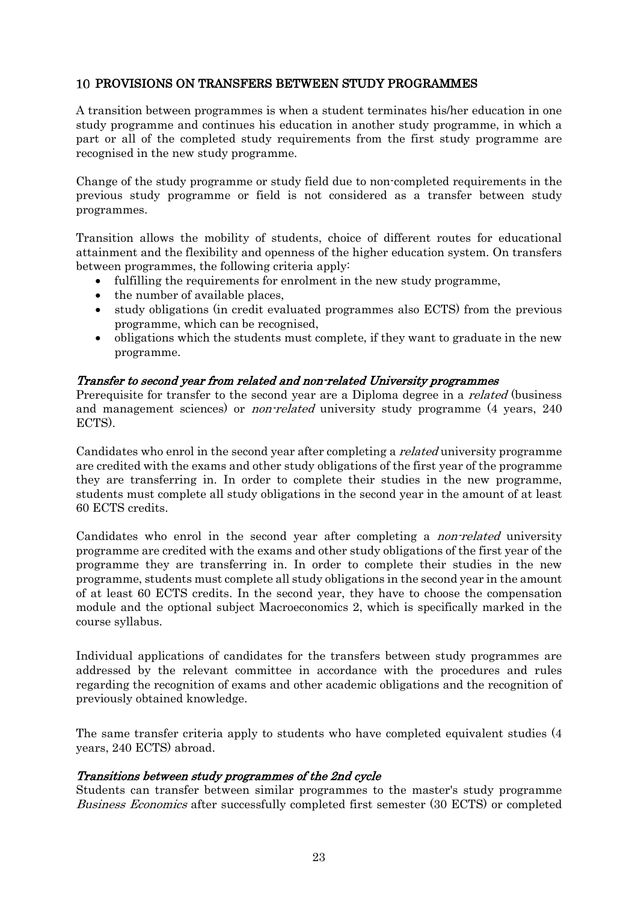## 10 PROVISIONS ON TRANSFERS BETWEEN STUDY PROGRAMMES

A transition between programmes is when a student terminates his/her education in one study programme and continues his education in another study programme, in which a part or all of the completed study requirements from the first study programme are recognised in the new study programme.

Change of the study programme or study field due to non-completed requirements in the previous study programme or field is not considered as a transfer between study programmes.

Transition allows the mobility of students, choice of different routes for educational attainment and the flexibility and openness of the higher education system. On transfers between programmes, the following criteria apply:

- fulfilling the requirements for enrolment in the new study programme,
- the number of available places,
- study obligations (in credit evaluated programmes also ECTS) from the previous programme, which can be recognised,
- obligations which the students must complete, if they want to graduate in the new programme.

### *Transfer to second year from related and non-related University programmes*

Prerequisite for transfer to the second year are a Diploma degree in a *related* (business and management sciences) or *non-related* university study programme (4 years, 240 ECTS).

Candidates who enrol in the second year after completing a *related* university programme are credited with the exams and other study obligations of the first year of the programme they are transferring in. In order to complete their studies in the new programme, students must complete all study obligations in the second year in the amount of at least 60 ECTS credits.

Candidates who enrol in the second year after completing a *non-related* university programme are credited with the exams and other study obligations of the first year of the programme they are transferring in. In order to complete their studies in the new programme, students must complete all study obligations in the second year in the amount of at least 60 ECTS credits. In the second year, they have to choose the compensation module and the optional subject Macroeconomics 2, which is specifically marked in the course syllabus.

Individual applications of candidates for the transfers between study programmes are addressed by the relevant committee in accordance with the procedures and rules regarding the recognition of exams and other academic obligations and the recognition of previously obtained knowledge.

The same transfer criteria apply to students who have completed equivalent studies (4 years, 240 ECTS) abroad.

### *Transitions between study programmes of the 2nd cycle*

Students can transfer between similar programmes to the master's study programme *Business Economics* after successfully completed first semester (30 ECTS) or completed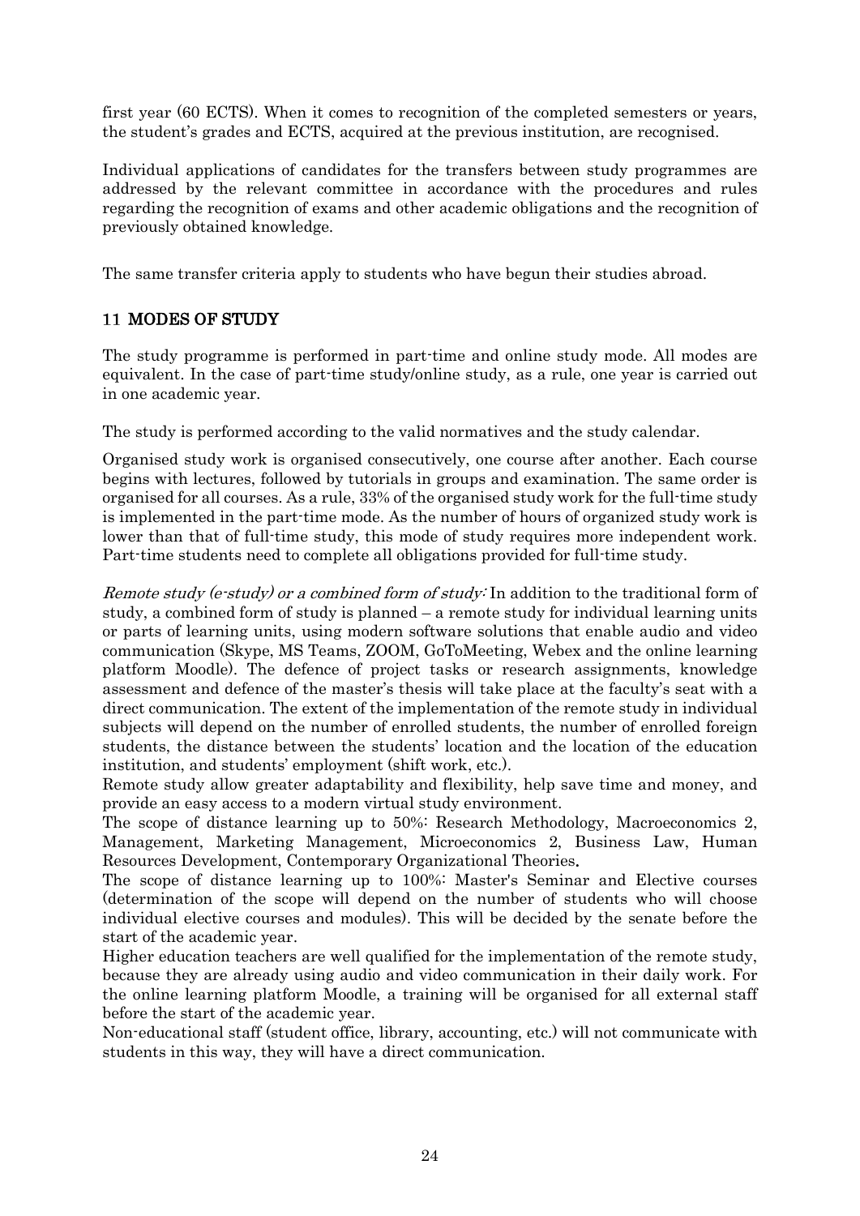first year (60 ECTS). When it comes to recognition of the completed semesters or years, the student's grades and ECTS, acquired at the previous institution, are recognised.

Individual applications of candidates for the transfers between study programmes are addressed by the relevant committee in accordance with the procedures and rules regarding the recognition of exams and other academic obligations and the recognition of previously obtained knowledge.

The same transfer criteria apply to students who have begun their studies abroad.

## 11 MODES OF STUDY

The study programme is performed in part-time and online study mode. All modes are equivalent. In the case of part-time study/online study, as a rule, one year is carried out in one academic year.

The study is performed according to the valid normatives and the study calendar.

Organised study work is organised consecutively, one course after another. Each course begins with lectures, followed by tutorials in groups and examination. The same order is organised for all courses. As a rule, 33% of the organised study work for the full-time study is implemented in the part-time mode. As the number of hours of organized study work is lower than that of full-time study, this mode of study requires more independent work. Part-time students need to complete all obligations provided for full-time study.

*Remote study (e-study) or a combined form of study:* In addition to the traditional form of study, a combined form of study is planned – a remote study for individual learning units or parts of learning units, using modern software solutions that enable audio and video communication (Skype, MS Teams, ZOOM, GoToMeeting, Webex and the online learning platform Moodle). The defence of project tasks or research assignments, knowledge assessment and defence of the master's thesis will take place at the faculty's seat with a direct communication. The extent of the implementation of the remote study in individual subjects will depend on the number of enrolled students, the number of enrolled foreign students, the distance between the students' location and the location of the education institution, and students' employment (shift work, etc.).

Remote study allow greater adaptability and flexibility, help save time and money, and provide an easy access to a modern virtual study environment.

The scope of distance learning up to 50%: Research Methodology, Macroeconomics 2, Management, Marketing Management, Microeconomics 2, Business Law, Human Resources Development, Contemporary Organizational Theories.

The scope of distance learning up to 100%: Master's Seminar and Elective courses (determination of the scope will depend on the number of students who will choose individual elective courses and modules). This will be decided by the senate before the start of the academic year.

Higher education teachers are well qualified for the implementation of the remote study, because they are already using audio and video communication in their daily work. For the online learning platform Moodle, a training will be organised for all external staff before the start of the academic year.

Non-educational staff (student office, library, accounting, etc.) will not communicate with students in this way, they will have a direct communication.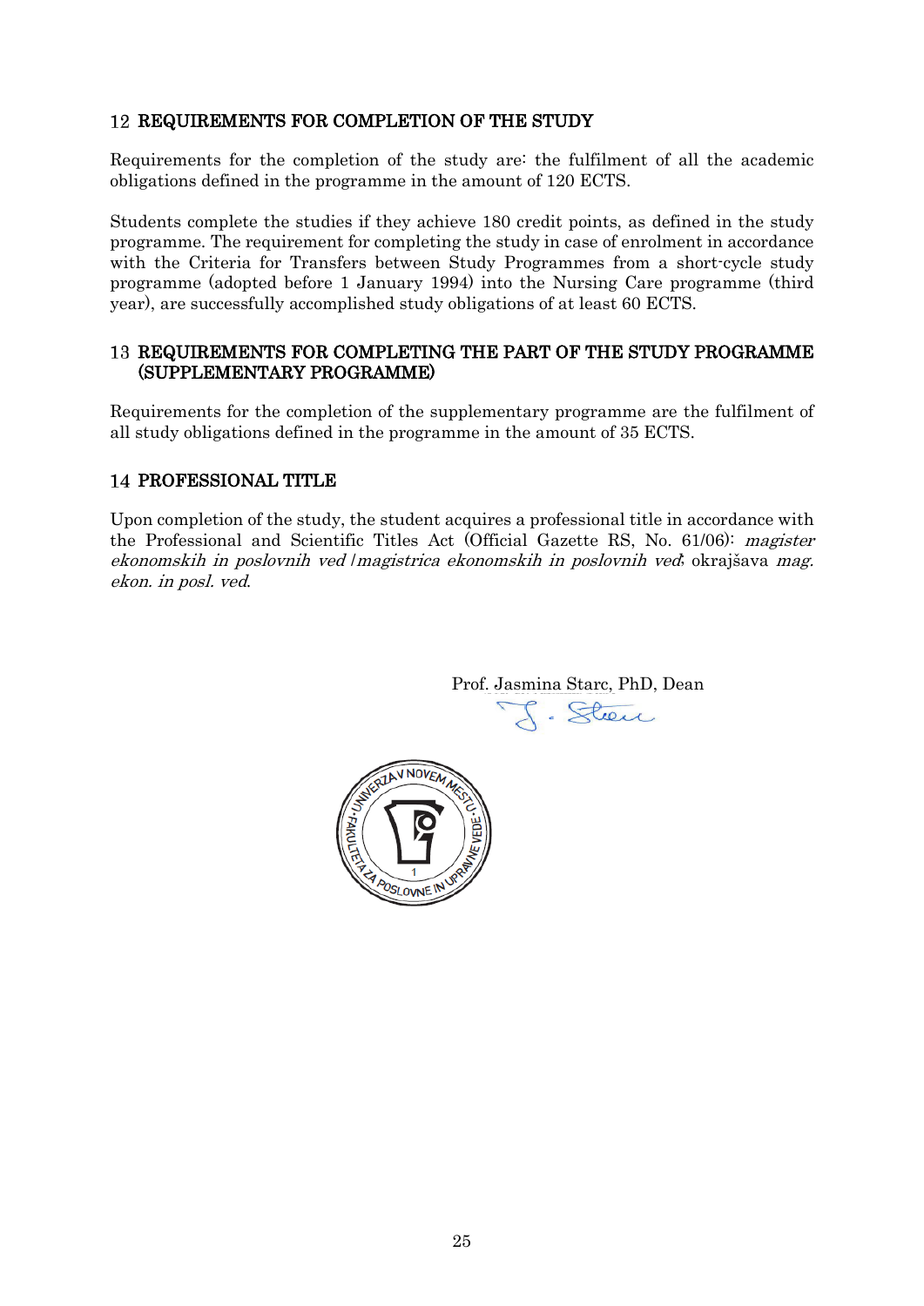## 12 REQUIREMENTS FOR COMPLETION OF THE STUDY

Requirements for the completion of the study are: the fulfilment of all the academic obligations defined in the programme in the amount of 120 ECTS.

Students complete the studies if they achieve 180 credit points, as defined in the study programme. The requirement for completing the study in case of enrolment in accordance with the Criteria for Transfers between Study Programmes from a short-cycle study programme (adopted before 1 January 1994) into the Nursing Care programme (third year), are successfully accomplished study obligations of at least 60 ECTS.

## 13 REQUIREMENTS FOR COMPLETING THE PART OF THE STUDY PROGRAMME (SUPPLEMENTARY PROGRAMME)

Requirements for the completion of the supplementary programme are the fulfilment of all study obligations defined in the programme in the amount of 35 ECTS.

## 14 PROFESSIONAL TITLE

Upon completion of the study, the student acquires a professional title in accordance with the Professional and Scientific Titles Act (Official Gazette RS, No. 61/06): *magister ekonomskih in poslovnih ved /magistrica ekonomskih in poslovnih ved*: okrajšava *mag. ekon. in posl. ved*.

Prof. Jasmina Starc, PhD, Dean

J. Starc

UNIVERZA V NOVEM MESTU · FAKULTETA ZA POSLOVNE IN UPRAVNE VEDE · 1